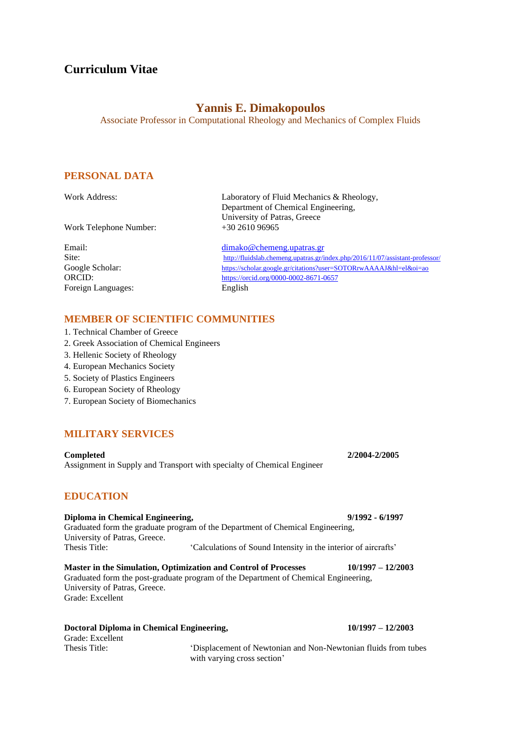# Curriculum Vitae

## Yannis E. Dimakopoulos

Associate Professor in Computational Rheology and Mechanics of Complex Fluids

## PERSONAL DATA

Work Address: Laboratory of Fluid Mechanics & Rheology, Department of Chemical Engineering, University of Patras, Greece

Work Telephone Number: +30 2610 96965

Email: dimako@chemeng.upatras.gr

Site: http://fluidslab.chemeng.upatras.gr/index.php/2016/11/07/assistant-professor/

Google Scholar: https://scholar.google.gr/citations?user=SOTORrwAAAAJ&hl=el&oi=ao

ORCID: https://orcid.org/0000-0002-8671-0657

Foreign Languages: English

## MEMBER OF SCIENTIFIC COMMUNITIES

1. Technical Chamber of Greece
2. Greek Association of Chemical Engineers
3. Hellenic Society of Rheology
4. European Mechanics Society
5. Society of Plastics Engineers
6. European Society of Rheology
7. European Society of Biomechanics

## MILITARY SERVICES

**Completed** **2/2004-2/2005**

Assignment in Supply and Transport with specialty of Chemical Engineer

## EDUCATION

**Diploma in Chemical Engineering,** **9/1992 - 6/1997**

Graduated form the graduate program of the Department of Chemical Engineering, University of Patras, Greece.

Thesis Title: 'Calculations of Sound Intensity in the interior of aircrafts'

**Master in the Simulation, Optimization and Control of Processes** **10/1997 – 12/2003**

Graduated form the post-graduate program of the Department of Chemical Engineering, University of Patras, Greece.

Grade: Excellent

**Doctoral Diploma in Chemical Engineering,** **10/1997 – 12/2003**

Grade: Excellent

Thesis Title: 'Displacement of Newtonian and Non-Newtonian fluids from tubes with varying cross section'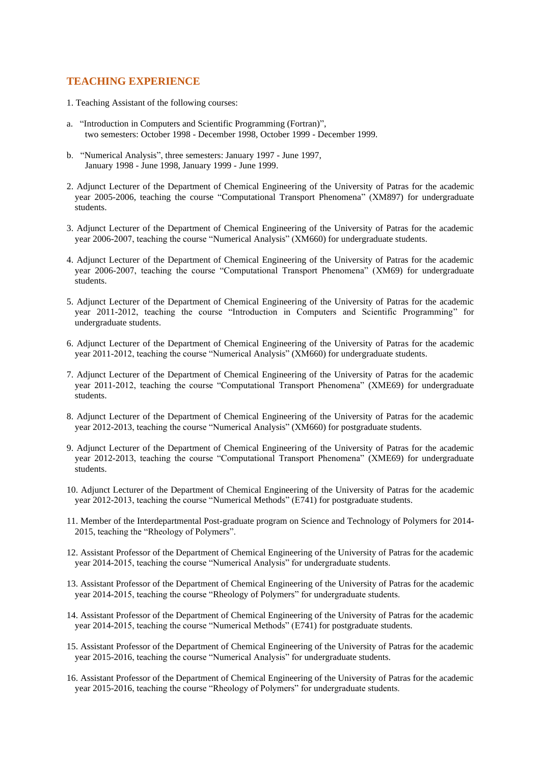## TEACHING EXPERIENCE

1. Teaching Assistant of the following courses:

a. "Introduction in Computers and Scientific Programming (Fortran)", two semesters: October 1998 - December 1998, October 1999 - December 1999.

b. "Numerical Analysis", three semesters: January 1997 - June 1997, January 1998 - June 1998, January 1999 - June 1999.

2. Adjunct Lecturer of the Department of Chemical Engineering of the University of Patras for the academic year 2005-2006, teaching the course "Computational Transport Phenomena" (XM897) for undergraduate students.

3. Adjunct Lecturer of the Department of Chemical Engineering of the University of Patras for the academic year 2006-2007, teaching the course "Numerical Analysis" (XM660) for undergraduate students.

4. Adjunct Lecturer of the Department of Chemical Engineering of the University of Patras for the academic year 2006-2007, teaching the course "Computational Transport Phenomena" (XM69) for undergraduate students.

5. Adjunct Lecturer of the Department of Chemical Engineering of the University of Patras for the academic year 2011-2012, teaching the course "Introduction in Computers and Scientific Programming" for undergraduate students.

6. Adjunct Lecturer of the Department of Chemical Engineering of the University of Patras for the academic year 2011-2012, teaching the course "Numerical Analysis" (XM660) for undergraduate students.

7. Adjunct Lecturer of the Department of Chemical Engineering of the University of Patras for the academic year 2011-2012, teaching the course "Computational Transport Phenomena" (XME69) for undergraduate students.

8. Adjunct Lecturer of the Department of Chemical Engineering of the University of Patras for the academic year 2012-2013, teaching the course "Numerical Analysis" (XM660) for postgraduate students.

9. Adjunct Lecturer of the Department of Chemical Engineering of the University of Patras for the academic year 2012-2013, teaching the course "Computational Transport Phenomena" (XME69) for undergraduate students.

10. Adjunct Lecturer of the Department of Chemical Engineering of the University of Patras for the academic year 2012-2013, teaching the course "Numerical Methods" (E741) for postgraduate students.

11. Member of the Interdepartmental Post-graduate program on Science and Technology of Polymers for 2014-2015, teaching the "Rheology of Polymers".

12. Assistant Professor of the Department of Chemical Engineering of the University of Patras for the academic year 2014-2015, teaching the course "Numerical Analysis" for undergraduate students.

13. Assistant Professor of the Department of Chemical Engineering of the University of Patras for the academic year 2014-2015, teaching the course "Rheology of Polymers" for undergraduate students.

14. Assistant Professor of the Department of Chemical Engineering of the University of Patras for the academic year 2014-2015, teaching the course "Numerical Methods" (E741) for postgraduate students.

15. Assistant Professor of the Department of Chemical Engineering of the University of Patras for the academic year 2015-2016, teaching the course "Numerical Analysis" for undergraduate students.

16. Assistant Professor of the Department of Chemical Engineering of the University of Patras for the academic year 2015-2016, teaching the course "Rheology of Polymers" for undergraduate students.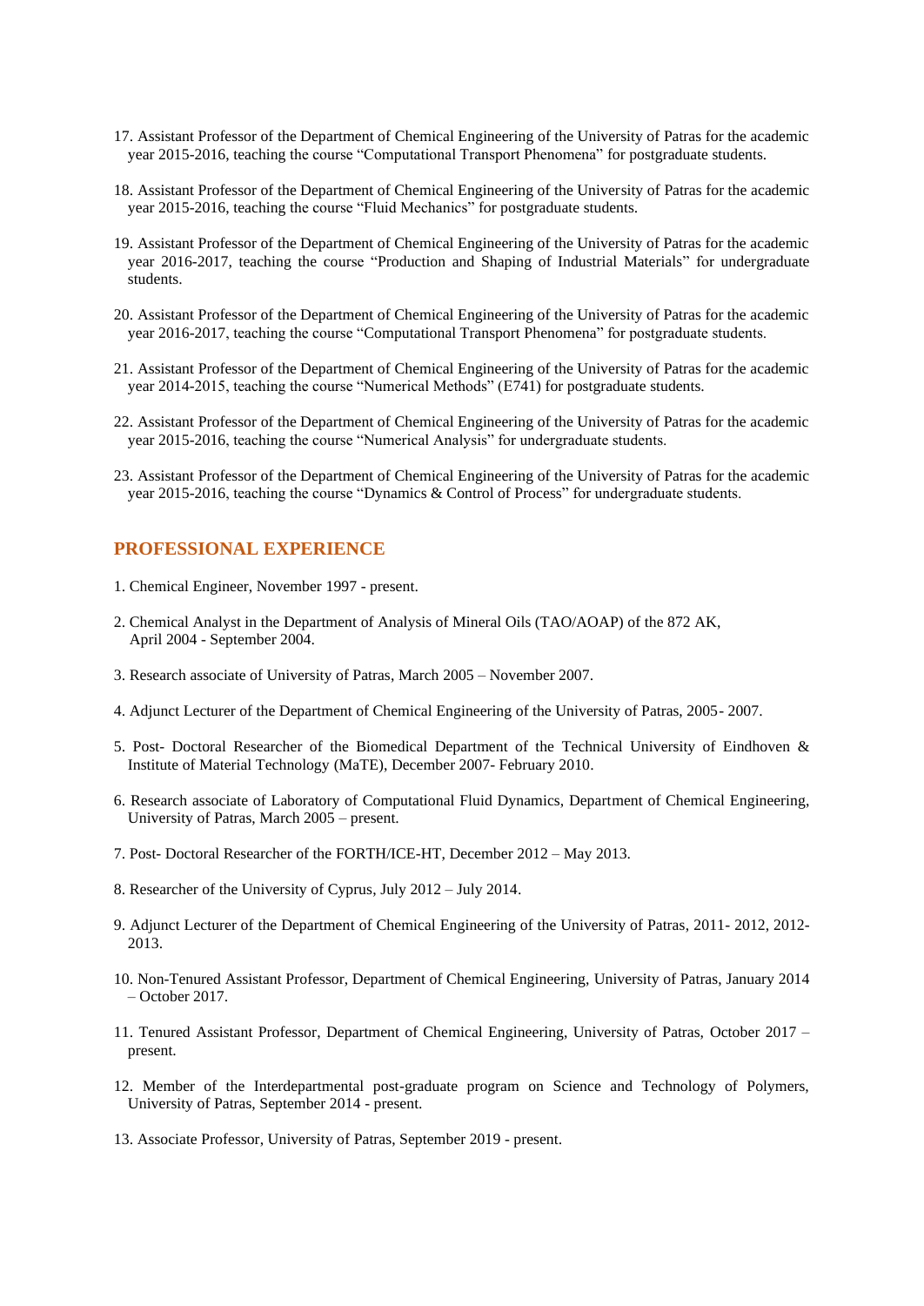17. Assistant Professor of the Department of Chemical Engineering of the University of Patras for the academic year 2015-2016, teaching the course "Computational Transport Phenomena" for postgraduate students.

18. Assistant Professor of the Department of Chemical Engineering of the University of Patras for the academic year 2015-2016, teaching the course "Fluid Mechanics" for postgraduate students.

19. Assistant Professor of the Department of Chemical Engineering of the University of Patras for the academic year 2016-2017, teaching the course "Production and Shaping of Industrial Materials" for undergraduate students.

20. Assistant Professor of the Department of Chemical Engineering of the University of Patras for the academic year 2016-2017, teaching the course "Computational Transport Phenomena" for postgraduate students.

21. Assistant Professor of the Department of Chemical Engineering of the University of Patras for the academic year 2014-2015, teaching the course "Numerical Methods" (E741) for postgraduate students.

22. Assistant Professor of the Department of Chemical Engineering of the University of Patras for the academic year 2015-2016, teaching the course "Numerical Analysis" for undergraduate students.

23. Assistant Professor of the Department of Chemical Engineering of the University of Patras for the academic year 2015-2016, teaching the course "Dynamics & Control of Process" for undergraduate students.

## PROFESSIONAL EXPERIENCE

1. Chemical Engineer, November 1997 - present.

2. Chemical Analyst in the Department of Analysis of Mineral Oils (TAO/AOAP) of the 872 AK, April 2004 - September 2004.

3. Research associate of University of Patras, March 2005 – November 2007.

4. Adjunct Lecturer of the Department of Chemical Engineering of the University of Patras, 2005- 2007.

5. Post- Doctoral Researcher of the Biomedical Department of the Technical University of Eindhoven & Institute of Material Technology (MaTE), December 2007- February 2010.

6. Research associate of Laboratory of Computational Fluid Dynamics, Department of Chemical Engineering, University of Patras, March 2005 – present.

7. Post- Doctoral Researcher of the FORTH/ICE-HT, December 2012 – May 2013.

8. Researcher of the University of Cyprus, July 2012 – July 2014.

9. Adjunct Lecturer of the Department of Chemical Engineering of the University of Patras, 2011- 2012, 2012-2013.

10. Non-Tenured Assistant Professor, Department of Chemical Engineering, University of Patras, January 2014 – October 2017.

11. Tenured Assistant Professor, Department of Chemical Engineering, University of Patras, October 2017 – present.

12. Member of the Interdepartmental post-graduate program on Science and Technology of Polymers, University of Patras, September 2014 - present.

13. Associate Professor, University of Patras, September 2019 - present.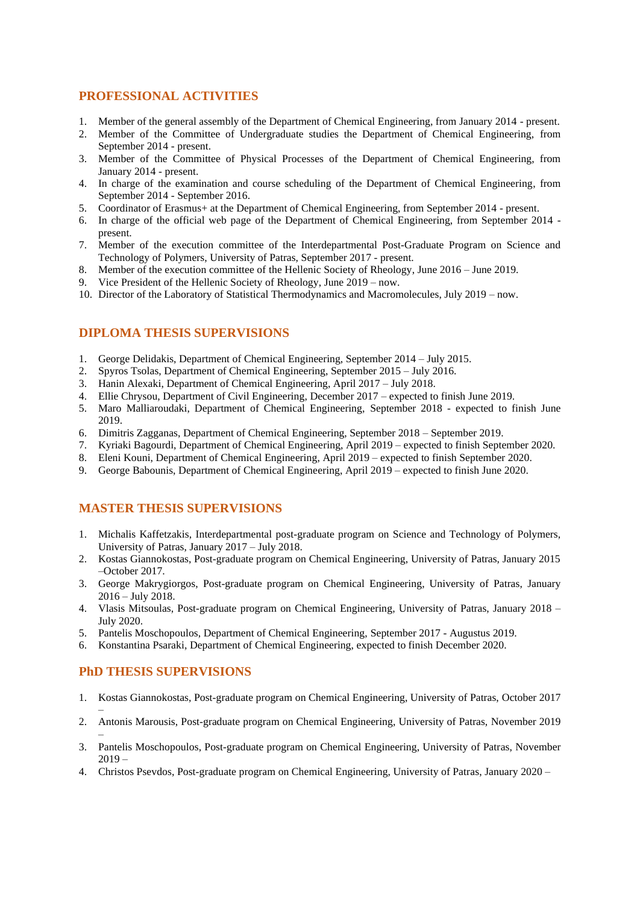## PROFESSIONAL ACTIVITIES

1. Member of the general assembly of the Department of Chemical Engineering, from January 2014 - present.
2. Member of the Committee of Undergraduate studies the Department of Chemical Engineering, from September 2014 - present.
3. Member of the Committee of Physical Processes of the Department of Chemical Engineering, from January 2014 - present.
4. In charge of the examination and course scheduling of the Department of Chemical Engineering, from September 2014 - September 2016.
5. Coordinator of Erasmus+ at the Department of Chemical Engineering, from September 2014 - present.
6. In charge of the official web page of the Department of Chemical Engineering, from September 2014 - present.
7. Member of the execution committee of the Interdepartmental Post-Graduate Program on Science and Technology of Polymers, University of Patras, September 2017 - present.
8. Member of the execution committee of the Hellenic Society of Rheology, June 2016 – June 2019.
9. Vice President of the Hellenic Society of Rheology, June 2019 – now.
10. Director of the Laboratory of Statistical Thermodynamics and Macromolecules, July 2019 – now.

## DIPLOMA THESIS SUPERVISIONS

1. George Delidakis, Department of Chemical Engineering, September 2014 – July 2015.
2. Spyros Tsolas, Department of Chemical Engineering, September 2015 – July 2016.
3. Hanin Alexaki, Department of Chemical Engineering, April 2017 – July 2018.
4. Ellie Chrysou, Department of Civil Engineering, December 2017 – expected to finish June 2019.
5. Maro Malliaroudaki, Department of Chemical Engineering, September 2018 - expected to finish June 2019.
6. Dimitris Zagganas, Department of Chemical Engineering, September 2018 – September 2019.
7. Kyriaki Bagourdi, Department of Chemical Engineering, April 2019 – expected to finish September 2020.
8. Eleni Kouni, Department of Chemical Engineering, April 2019 – expected to finish September 2020.
9. George Babounis, Department of Chemical Engineering, April 2019 – expected to finish June 2020.

## MASTER THESIS SUPERVISIONS

1. Michalis Kaffetzakis, Interdepartmental post-graduate program on Science and Technology of Polymers, University of Patras, January 2017 – July 2018.
2. Kostas Giannokostas, Post-graduate program on Chemical Engineering, University of Patras, January 2015 –October 2017.
3. George Makrygiorgos, Post-graduate program on Chemical Engineering, University of Patras, January 2016 – July 2018.
4. Vlasis Mitsoulas, Post-graduate program on Chemical Engineering, University of Patras, January 2018 – July 2020.
5. Pantelis Moschopoulos, Department of Chemical Engineering, September 2017 - Augustus 2019.
6. Konstantina Psaraki, Department of Chemical Engineering, expected to finish December 2020.

## PhD THESIS SUPERVISIONS

1. Kostas Giannokostas, Post-graduate program on Chemical Engineering, University of Patras, October 2017 –
2. Antonis Marousis, Post-graduate program on Chemical Engineering, University of Patras, November 2019 –
3. Pantelis Moschopoulos, Post-graduate program on Chemical Engineering, University of Patras, November 2019 –
4. Christos Psevdos, Post-graduate program on Chemical Engineering, University of Patras, January 2020 –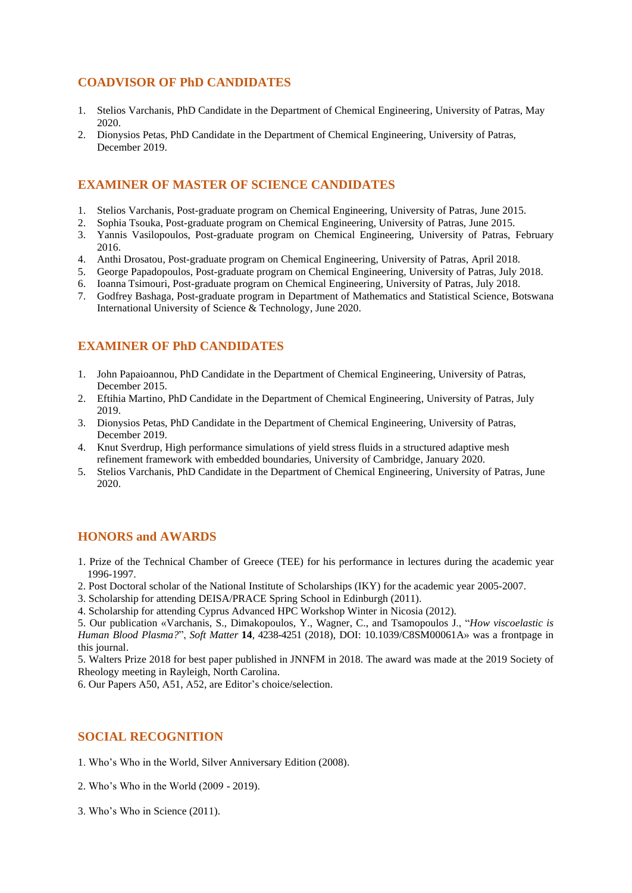## COADVISOR OF PhD CANDIDATES

1. Stelios Varchanis, PhD Candidate in the Department of Chemical Engineering, University of Patras, May 2020.
2. Dionysios Petas, PhD Candidate in the Department of Chemical Engineering, University of Patras, December 2019.

## EXAMINER OF MASTER OF SCIENCE CANDIDATES

1. Stelios Varchanis, Post-graduate program on Chemical Engineering, University of Patras, June 2015.
2. Sophia Tsouka, Post-graduate program on Chemical Engineering, University of Patras, June 2015.
3. Yannis Vasilopoulos, Post-graduate program on Chemical Engineering, University of Patras, February 2016.
4. Anthi Drosatou, Post-graduate program on Chemical Engineering, University of Patras, April 2018.
5. George Papadopoulos, Post-graduate program on Chemical Engineering, University of Patras, July 2018.
6. Ioanna Tsimouri, Post-graduate program on Chemical Engineering, University of Patras, July 2018.
7. Godfrey Bashaga, Post-graduate program in Department of Mathematics and Statistical Science, Botswana International University of Science & Technology, June 2020.

## EXAMINER OF PhD CANDIDATES

1. John Papaioannou, PhD Candidate in the Department of Chemical Engineering, University of Patras, December 2015.
2. Eftihia Martino, PhD Candidate in the Department of Chemical Engineering, University of Patras, July 2019.
3. Dionysios Petas, PhD Candidate in the Department of Chemical Engineering, University of Patras, December 2019.
4. Knut Sverdrup, High performance simulations of yield stress fluids in a structured adaptive mesh refinement framework with embedded boundaries, University of Cambridge, January 2020.
5. Stelios Varchanis, PhD Candidate in the Department of Chemical Engineering, University of Patras, June 2020.

## HONORS and AWARDS

1. Prize of the Technical Chamber of Greece (TEE) for his performance in lectures during the academic year 1996-1997.
2. Post Doctoral scholar of the National Institute of Scholarships (IKY) for the academic year 2005-2007.
3. Scholarship for attending DEISA/PRACE Spring School in Edinburgh (2011).
4. Scholarship for attending Cyprus Advanced HPC Workshop Winter in Nicosia (2012).
5. Our publication «Varchanis, S., Dimakopoulos, Y., Wagner, C., and Tsamopoulos J., "*How viscoelastic is Human Blood Plasma?*", *Soft Matter* **14**, 4238-4251 (2018), DOI: 10.1039/C8SM00061A» was a frontpage in this journal.
5. Walters Prize 2018 for best paper published in JNNFM in 2018. The award was made at the 2019 Society of Rheology meeting in Rayleigh, North Carolina.
6. Our Papers A50, A51, A52, are Editor's choice/selection.

## SOCIAL RECOGNITION

1. Who's Who in the World, Silver Anniversary Edition (2008).

2. Who's Who in the World (2009 - 2019).

3. Who's Who in Science (2011).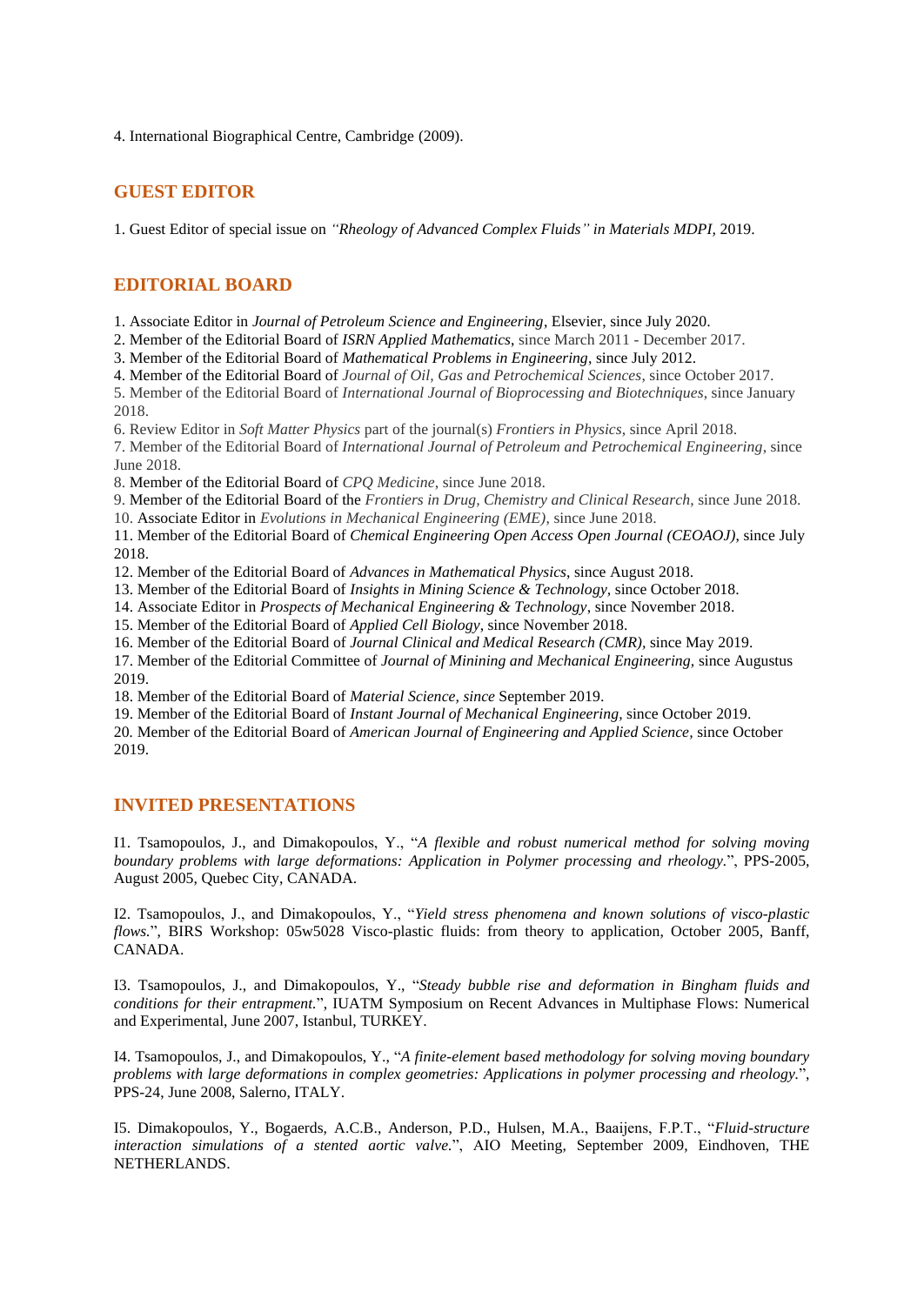4. International Biographical Centre, Cambridge (2009).

## GUEST EDITOR

1. Guest Editor of special issue on *"Rheology of Advanced Complex Fluids" in Materials MDPI,* 2019.

## EDITORIAL BOARD

1. Associate Editor in *Journal of Petroleum Science and Engineering*, Elsevier, since July 2020.
2. Member of the Editorial Board of *ISRN Applied Mathematics*, since March 2011 - December 2017.
3. Member of the Editorial Board of *Mathematical Problems in Engineering*, since July 2012.
4. Member of the Editorial Board of *Journal of Oil, Gas and Petrochemical Sciences*, since October 2017.
5. Member of the Editorial Board of *International Journal of Bioprocessing and Biotechniques*, since January 2018.
6. Review Editor in *Soft Matter Physics* part of the journal(s) *Frontiers in Physics*, since April 2018.
7. Member of the Editorial Board of *International Journal of Petroleum and Petrochemical Engineering*, since June 2018.
8. Member of the Editorial Board of *CPQ Medicine*, since June 2018.
9. Member of the Editorial Board of the *Frontiers in Drug, Chemistry and Clinical Research*, since June 2018.
10. Associate Editor in *Evolutions in Mechanical Engineering (EME)*, since June 2018.
11. Member of the Editorial Board of *Chemical Engineering Open Access Open Journal (CEOAOJ)*, since July 2018.
12. Member of the Editorial Board of *Advances in Mathematical Physics*, since August 2018.
13. Member of the Editorial Board of *Insights in Mining Science & Technology*, since October 2018.
14. Associate Editor in *Prospects of Mechanical Engineering & Technology*, since November 2018.
15. Member of the Editorial Board of *Applied Cell Biology*, since November 2018.
16. Member of the Editorial Board of *Journal Clinical and Medical Research (CMR)*, since May 2019.
17. Member of the Editorial Committee of *Journal of Minining and Mechanical Engineering*, since Augustus 2019.
18. Member of the Editorial Board of *Material Science, since* September 2019.
19. Member of the Editorial Board of *Instant Journal of Mechanical Engineering*, since October 2019.
20. Member of the Editorial Board of *American Journal of Engineering and Applied Science*, since October 2019.

## INVITED PRESENTATIONS

I1. Tsamopoulos, J., and Dimakopoulos, Y., "*A flexible and robust numerical method for solving moving boundary problems with large deformations: Application in Polymer processing and rheology.*", PPS-2005, August 2005, Quebec City, CANADA.

I2. Tsamopoulos, J., and Dimakopoulos, Y., "*Yield stress phenomena and known solutions of visco-plastic flows.*", BIRS Workshop: 05w5028 Visco-plastic fluids: from theory to application, October 2005, Banff, CANADA.

I3. Tsamopoulos, J., and Dimakopoulos, Y., "*Steady bubble rise and deformation in Bingham fluids and conditions for their entrapment.*", IUATM Symposium on Recent Advances in Multiphase Flows: Numerical and Experimental, June 2007, Istanbul, TURKEY.

I4. Tsamopoulos, J., and Dimakopoulos, Y., "*A finite-element based methodology for solving moving boundary problems with large deformations in complex geometries: Applications in polymer processing and rheology.*", PPS-24, June 2008, Salerno, ITALY.

I5. Dimakopoulos, Y., Bogaerds, A.C.B., Anderson, P.D., Hulsen, M.A., Baaijens, F.P.T., "*Fluid-structure interaction simulations of a stented aortic valve.*", AIO Meeting, September 2009, Eindhoven, THE NETHERLANDS.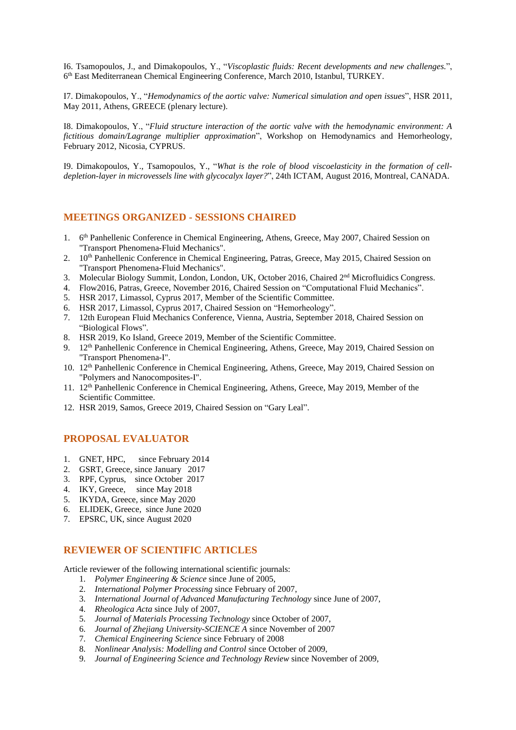I6. Tsamopoulos, J., and Dimakopoulos, Y., "*Viscoplastic fluids: Recent developments and new challenges.*", 6th East Mediterranean Chemical Engineering Conference, March 2010, Istanbul, TURKEY.

I7. Dimakopoulos, Y., "*Hemodynamics of the aortic valve: Numerical simulation and open issues*", HSR 2011, May 2011, Athens, GREECE (plenary lecture).

I8. Dimakopoulos, Y., "*Fluid structure interaction of the aortic valve with the hemodynamic environment: A fictitious domain/Lagrange multiplier approximation*", Workshop on Hemodynamics and Hemorheology, February 2012, Nicosia, CYPRUS.

I9. Dimakopoulos, Y., Tsamopoulos, Y., "*What is the role of blood viscoelasticity in the formation of cell-depletion-layer in microvessels line with glycocalyx layer?*", 24th ICTAM, August 2016, Montreal, CANADA.

## MEETINGS ORGANIZED - SESSIONS CHAIRED

1. 6th Panhellenic Conference in Chemical Engineering, Athens, Greece, May 2007, Chaired Session on "Transport Phenomena-Fluid Mechanics".
2. 10th Panhellenic Conference in Chemical Engineering, Patras, Greece, May 2015, Chaired Session on "Transport Phenomena-Fluid Mechanics".
3. Molecular Biology Summit, London, London, UK, October 2016, Chaired 2nd Microfluidics Congress.
4. Flow2016, Patras, Greece, November 2016, Chaired Session on "Computational Fluid Mechanics".
5. HSR 2017, Limassol, Cyprus 2017, Member of the Scientific Committee.
6. HSR 2017, Limassol, Cyprus 2017, Chaired Session on "Hemorheology".
7. 12th European Fluid Mechanics Conference, Vienna, Austria, September 2018, Chaired Session on "Biological Flows".
8. HSR 2019, Ko Island, Greece 2019, Member of the Scientific Committee.
9. 12th Panhellenic Conference in Chemical Engineering, Athens, Greece, May 2019, Chaired Session on "Transport Phenomena-I".
10. 12th Panhellenic Conference in Chemical Engineering, Athens, Greece, May 2019, Chaired Session on "Polymers and Nanocomposites-I".
11. 12th Panhellenic Conference in Chemical Engineering, Athens, Greece, May 2019, Member of the Scientific Committee.
12. HSR 2019, Samos, Greece 2019, Chaired Session on "Gary Leal".

## PROPOSAL EVALUATOR

1. GNET, HPC, since February 2014
2. GSRT, Greece, since January 2017
3. RPF, Cyprus, since October 2017
4. IKY, Greece, since May 2018
5. IKYDA, Greece, since May 2020
6. ELIDEK, Greece, since June 2020
7. EPSRC, UK, since August 2020

## REVIEWER OF SCIENTIFIC ARTICLES

Article reviewer of the following international scientific journals:

1. *Polymer Engineering & Science* since June of 2005,
2. *International Polymer Processing* since February of 2007,
3. *International Journal of Advanced Manufacturing Technology* since June of 2007,
4. *Rheologica Acta* since July of 2007,
5. *Journal of Materials Processing Technology* since October of 2007,
6. *Journal of Zhejiang University-SCIENCE A* since November of 2007
7. *Chemical Engineering Science* since February of 2008
8. *Nonlinear Analysis: Modelling and Control* since October of 2009,
9. *Journal of Engineering Science and Technology Review* since November of 2009,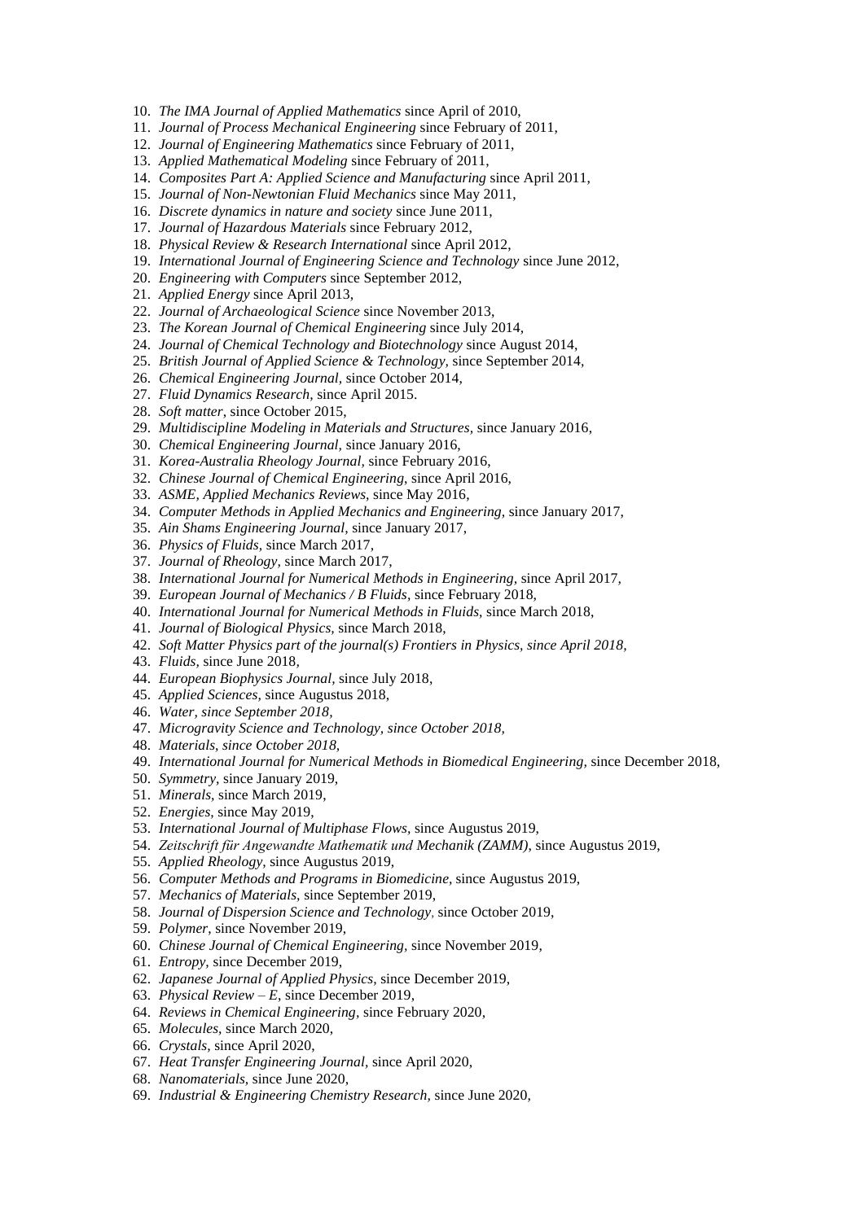10. *The IMA Journal of Applied Mathematics* since April of 2010,
11. *Journal of Process Mechanical Engineering* since February of 2011,
12. *Journal of Engineering Mathematics* since February of 2011,
13. *Applied Mathematical Modeling* since February of 2011,
14. *Composites Part A: Applied Science and Manufacturing* since April 2011,
15. *Journal of Non-Newtonian Fluid Mechanics* since May 2011,
16. *Discrete dynamics in nature and society* since June 2011,
17. *Journal of Hazardous Materials* since February 2012,
18. *Physical Review & Research International* since April 2012,
19. *International Journal of Engineering Science and Technology* since June 2012,
20. *Engineering with Computers* since September 2012,
21. *Applied Energy* since April 2013,
22. *Journal of Archaeological Science* since November 2013,
23. *The Korean Journal of Chemical Engineering* since July 2014,
24. *Journal of Chemical Technology and Biotechnology* since August 2014,
25. *British Journal of Applied Science & Technology*, since September 2014,
26. *Chemical Engineering Journal*, since October 2014,
27. *Fluid Dynamics Research*, since April 2015.
28. *Soft matter*, since October 2015,
29. *Multidiscipline Modeling in Materials and Structures*, since January 2016,
30. *Chemical Engineering Journal*, since January 2016,
31. *Korea-Australia Rheology Journal*, since February 2016,
32. *Chinese Journal of Chemical Engineering*, since April 2016,
33. *ASME, Applied Mechanics Reviews*, since May 2016,
34. *Computer Methods in Applied Mechanics and Engineering*, since January 2017,
35. *Ain Shams Engineering Journal*, since January 2017,
36. *Physics of Fluids*, since March 2017,
37. *Journal of Rheology*, since March 2017,
38. *International Journal for Numerical Methods in Engineering*, since April 2017,
39. *European Journal of Mechanics / B Fluids*, since February 2018,
40. *International Journal for Numerical Methods in Fluids*, since March 2018,
41. *Journal of Biological Physics*, since March 2018,
42. *Soft Matter Physics part of the journal(s) Frontiers in Physics, since April 2018*,
43. *Fluids*, since June 2018,
44. *European Biophysics Journal*, since July 2018,
45. *Applied Sciences*, since Augustus 2018,
46. *Water, since September 2018*,
47. *Microgravity Science and Technology, since October 2018*,
48. *Materials, since October 2018*,
49. *International Journal for Numerical Methods in Biomedical Engineering*, since December 2018,
50. *Symmetry*, since January 2019,
51. *Minerals*, since March 2019,
52. *Energies*, since May 2019,
53. *International Journal of Multiphase Flows*, since Augustus 2019,
54. *Zeitschrift für Angewandte Mathematik und Mechanik (ZAMM)*, since Augustus 2019,
55. *Applied Rheology*, since Augustus 2019,
56. *Computer Methods and Programs in Biomedicine*, since Augustus 2019,
57. *Mechanics of Materials*, since September 2019,
58. *Journal of Dispersion Science and Technology*, since October 2019,
59. *Polymer*, since November 2019,
60. *Chinese Journal of Chemical Engineering*, since November 2019,
61. *Entropy*, since December 2019,
62. *Japanese Journal of Applied Physics*, since December 2019,
63. *Physical Review – E*, since December 2019,
64. *Reviews in Chemical Engineering*, since February 2020,
65. *Molecules*, since March 2020,
66. *Crystals*, since April 2020,
67. *Heat Transfer Engineering Journal*, since April 2020,
68. *Nanomaterials*, since June 2020,
69. *Industrial & Engineering Chemistry Research*, since June 2020,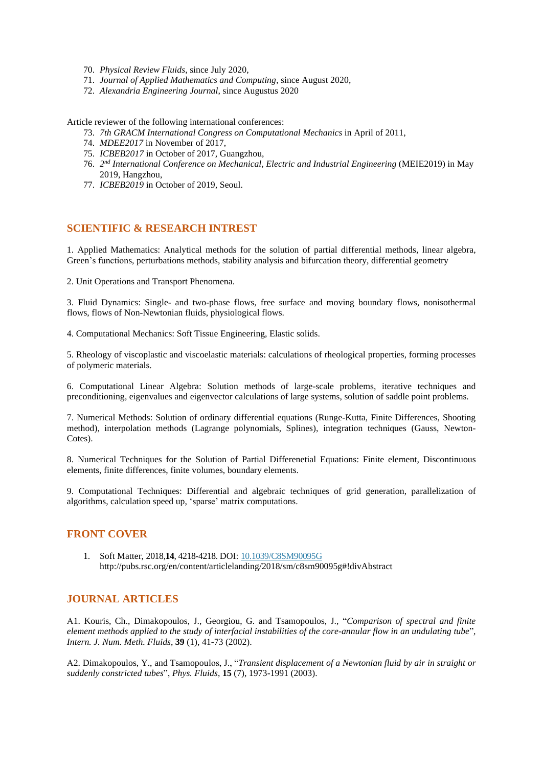70. *Physical Review Fluids*, since July 2020,
71. *Journal of Applied Mathematics and Computing*, since August 2020,
72. *Alexandria Engineering Journal*, since Augustus 2020

Article reviewer of the following international conferences:

73. *7th GRACM International Congress on Computational Mechanics* in April of 2011,
74. *MDEE2017* in November of 2017,
75. *ICBEB2017* in October of 2017, Guangzhou,
76. *2nd International Conference on Mechanical, Electric and Industrial Engineering* (MEIE2019) in May 2019, Hangzhou,
77. *ICBEB2019* in October of 2019, Seoul.

## SCIENTIFIC & RESEARCH INTREST

1. Applied Mathematics: Analytical methods for the solution of partial differential methods, linear algebra, Green's functions, perturbations methods, stability analysis and bifurcation theory, differential geometry

2. Unit Operations and Transport Phenomena.

3. Fluid Dynamics: Single- and two-phase flows, free surface and moving boundary flows, nonisothermal flows, flows of Non-Newtonian fluids, physiological flows.

4. Computational Mechanics: Soft Tissue Engineering, Elastic solids.

5. Rheology of viscoplastic and viscoelastic materials: calculations of rheological properties, forming processes of polymeric materials.

6. Computational Linear Algebra: Solution methods of large-scale problems, iterative techniques and preconditioning, eigenvalues and eigenvector calculations of large systems, solution of saddle point problems.

7. Numerical Methods: Solution of ordinary differential equations (Runge-Kutta, Finite Differences, Shooting method), interpolation methods (Lagrange polynomials, Splines), integration techniques (Gauss, Newton-Cotes).

8. Numerical Techniques for the Solution of Partial Differenetial Equations: Finite element, Discontinuous elements, finite differences, finite volumes, boundary elements.

9. Computational Techniques: Differential and algebraic techniques of grid generation, parallelization of algorithms, calculation speed up, 'sparse' matrix computations.

## FRONT COVER

1. Soft Matter, 2018,**14**, 4218-4218. DOI: 10.1039/C8SM90095G
   http://pubs.rsc.org/en/content/articlelanding/2018/sm/c8sm90095g#!divAbstract

## JOURNAL ARTICLES

A1. Kouris, Ch., Dimakopoulos, J., Georgiou, G. and Tsamopoulos, J., "*Comparison of spectral and finite element methods applied to the study of interfacial instabilities of the core-annular flow in an undulating tube*", *Intern. J. Num. Meth. Fluids*, **39** (1), 41-73 (2002).

A2. Dimakopoulos, Y., and Tsamopoulos, J., "*Transient displacement of a Newtonian fluid by air in straight or suddenly constricted tubes*", *Phys. Fluids*, **15** (7), 1973-1991 (2003).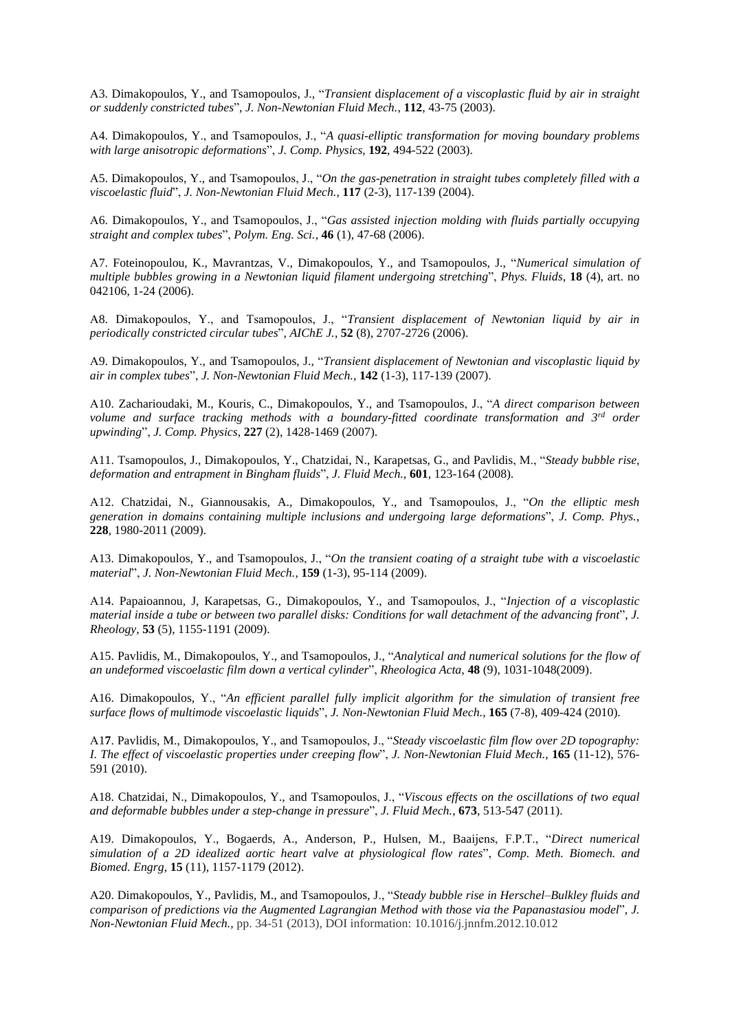A3. Dimakopoulos, Y., and Tsamopoulos, J., "*Transient displacement of a viscoplastic fluid by air in straight or suddenly constricted tubes*", *J. Non-Newtonian Fluid Mech.*, **112**, 43-75 (2003).

A4. Dimakopoulos, Y., and Tsamopoulos, J., "*A quasi-elliptic transformation for moving boundary problems with large anisotropic deformations*", *J. Comp. Physics*, **192**, 494-522 (2003).

A5. Dimakopoulos, Y., and Tsamopoulos, J., "*On the gas-penetration in straight tubes completely filled with a viscoelastic fluid*", *J. Non-Newtonian Fluid Mech.*, **117** (2-3), 117-139 (2004).

A6. Dimakopoulos, Y., and Tsamopoulos, J., "*Gas assisted injection molding with fluids partially occupying straight and complex tubes*", *Polym. Eng. Sci.*, **46** (1), 47-68 (2006).

A7. Foteinopoulou, K., Mavrantzas, V., Dimakopoulos, Y., and Tsamopoulos, J., "*Numerical simulation of multiple bubbles growing in a Newtonian liquid filament undergoing stretching*", *Phys. Fluids*, **18** (4), art. no 042106, 1-24 (2006).

A8. Dimakopoulos, Y., and Tsamopoulos, J., "*Transient displacement of Newtonian liquid by air in periodically constricted circular tubes*", *AIChE J.*, **52** (8), 2707-2726 (2006).

A9. Dimakopoulos, Y., and Tsamopoulos, J., "*Transient displacement of Newtonian and viscoplastic liquid by air in complex tubes*", *J. Non-Newtonian Fluid Mech.*, **142** (1-3), 117-139 (2007).

A10. Zacharioudaki, M., Kouris, C., Dimakopoulos, Y., and Tsamopoulos, J., "*A direct comparison between volume and surface tracking methods with a boundary-fitted coordinate transformation and 3rd order upwinding*", *J. Comp. Physics*, **227** (2), 1428-1469 (2007).

A11. Tsamopoulos, J., Dimakopoulos, Y., Chatzidai, N., Karapetsas, G., and Pavlidis, M., "*Steady bubble rise, deformation and entrapment in Bingham fluids*", *J. Fluid Mech.*, **601**, 123-164 (2008).

A12. Chatzidai, N., Giannousakis, A., Dimakopoulos, Y., and Tsamopoulos, J., "*On the elliptic mesh generation in domains containing multiple inclusions and undergoing large deformations*", *J. Comp. Phys.*, **228**, 1980-2011 (2009).

A13. Dimakopoulos, Y., and Tsamopoulos, J., "*On the transient coating of a straight tube with a viscoelastic material*", *J. Non-Newtonian Fluid Mech.*, **159** (1-3), 95-114 (2009).

A14. Papaioannou, J, Karapetsas, G., Dimakopoulos, Y., and Tsamopoulos, J., "*Injection of a viscoplastic material inside a tube or between two parallel disks: Conditions for wall detachment of the advancing front*", *J. Rheology*, **53** (5), 1155-1191 (2009).

A15. Pavlidis, M., Dimakopoulos, Y., and Tsamopoulos, J., "*Analytical and numerical solutions for the flow of an undeformed viscoelastic film down a vertical cylinder*", *Rheologica Acta*, **48** (9), 1031-1048(2009).

A16. Dimakopoulos, Y., "*An efficient parallel fully implicit algorithm for the simulation of transient free surface flows of multimode viscoelastic liquids*", *J. Non-Newtonian Fluid Mech.*, **165** (7-8), 409-424 (2010).

A17. Pavlidis, M., Dimakopoulos, Y., and Tsamopoulos, J., "*Steady viscoelastic film flow over 2D topography: I. The effect of viscoelastic properties under creeping flow*", *J. Non-Newtonian Fluid Mech.*, **165** (11-12), 576-591 (2010).

A18. Chatzidai, N., Dimakopoulos, Y., and Tsamopoulos, J., "*Viscous effects on the oscillations of two equal and deformable bubbles under a step-change in pressure*", *J. Fluid Mech.*, **673**, 513-547 (2011).

A19. Dimakopoulos, Y., Bogaerds, A., Anderson, P., Hulsen, M., Baaijens, F.P.T., "*Direct numerical simulation of a 2D idealized aortic heart valve at physiological flow rates*", *Comp. Meth. Biomech. and Biomed. Engrg*, **15** (11), 1157-1179 (2012).

A20. Dimakopoulos, Y., Pavlidis, M., and Tsamopoulos, J., "*Steady bubble rise in Herschel–Bulkley fluids and comparison of predictions via the Augmented Lagrangian Method with those via the Papanastasiou model*", *J. Non-Newtonian Fluid Mech.*, pp. 34-51 (2013), DOI information: 10.1016/j.jnnfm.2012.10.012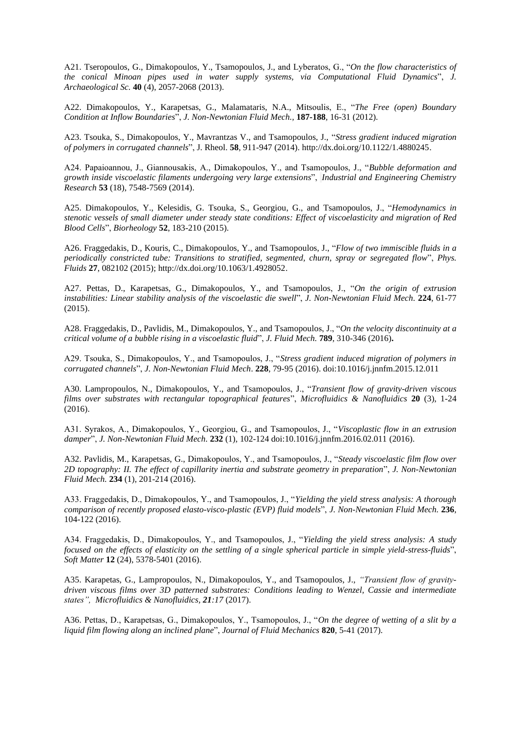A21. Tseropoulos, G., Dimakopoulos, Y., Tsamopoulos, J., and Lyberatos, G., "*On the flow characteristics of the conical Minoan pipes used in water supply systems, via Computational Fluid Dynamics*", *J. Archaeological Sc.* **40** (4), 2057-2068 (2013).

A22. Dimakopoulos, Y., Karapetsas, G., Malamataris, N.A., Mitsoulis, E., "*The Free (open) Boundary Condition at Inflow Boundaries*", *J. Non-Newtonian Fluid Mech.*, **187-188**, 16-31 (2012).

A23. Tsouka, S., Dimakopoulos, Y., Mavrantzas V., and Tsamopoulos, J., "*Stress gradient induced migration of polymers in corrugated channels*", J. Rheol. **58**, 911-947 (2014). http://dx.doi.org/10.1122/1.4880245.

A24. Papaioannou, J., Giannousakis, A., Dimakopoulos, Y., and Tsamopoulos, J., "*Bubble deformation and growth inside viscoelastic filaments undergoing very large extensions*", *Industrial and Engineering Chemistry Research* **53** (18), 7548-7569 (2014).

A25. Dimakopoulos, Y., Kelesidis, G. Tsouka, S., Georgiou, G., and Tsamopoulos, J., "*Hemodynamics in stenotic vessels of small diameter under steady state conditions: Effect of viscoelasticity and migration of Red Blood Cells*", *Biorheology* **52**, 183-210 (2015).

A26. Fraggedakis, D., Kouris, C., Dimakopoulos, Y., and Tsamopoulos, J., "*Flow of two immiscible fluids in a periodically constricted tube: Transitions to stratified, segmented, churn, spray or segregated flow*", *Phys. Fluids* **27**, 082102 (2015); http://dx.doi.org/10.1063/1.4928052.

A27. Pettas, D., Karapetsas, G., Dimakopoulos, Y., and Tsamopoulos, J., "*On the origin of extrusion instabilities: Linear stability analysis of the viscoelastic die swell*", *J. Non-Newtonian Fluid Mech.* **224**, 61-77 (2015).

A28. Fraggedakis, D., Pavlidis, M., Dimakopoulos, Y., and Tsamopoulos, J., "*On the velocity discontinuity at a critical volume of a bubble rising in a viscoelastic fluid*", *J. Fluid Mech.* **789**, 310-346 (2016)**.**

A29. Tsouka, S., Dimakopoulos, Y., and Tsamopoulos, J., "*Stress gradient induced migration of polymers in corrugated channels*", *J. Non-Newtonian Fluid Mech*. **228**, 79-95 (2016). doi:10.1016/j.jnnfm.2015.12.011

A30. Lampropoulos, N., Dimakopoulos, Y., and Tsamopoulos, J., "*Transient flow of gravity-driven viscous films over substrates with rectangular topographical features*", *Microfluidics & Nanofluidics* **20** (3), 1-24 (2016).

A31. Syrakos, A., Dimakopoulos, Y., Georgiou, G., and Tsamopoulos, J., "*Viscoplastic flow in an extrusion damper*", *J. Non-Newtonian Fluid Mech*. **232** (1), 102-124 doi:10.1016/j.jnnfm.2016.02.011 (2016).

A32. Pavlidis, M., Karapetsas, G., Dimakopoulos, Y., and Tsamopoulos, J., "*Steady viscoelastic film flow over 2D topography: II. The effect of capillarity inertia and substrate geometry in preparation*", *J. Non-Newtonian Fluid Mech.* **234** (1), 201-214 (2016).

A33. Fraggedakis, D., Dimakopoulos, Y., and Tsamopoulos, J., "*Yielding the yield stress analysis: A thorough comparison of recently proposed elasto-visco-plastic (EVP) fluid models*", *J. Non-Newtonian Fluid Mech.* **236**, 104-122 (2016).

A34. Fraggedakis, D., Dimakopoulos, Y., and Tsamopoulos, J., "*Yielding the yield stress analysis: A study focused on the effects of elasticity on the settling of a single spherical particle in simple yield-stress-fluids*", *Soft Matter* **12** (24), 5378-5401 (2016).

A35. Karapetas, G., Lampropoulos, N., Dimakopoulos, Y., and Tsamopoulos, J., *"Transient flow of gravity-driven viscous films over 3D patterned substrates: Conditions leading to Wenzel, Cassie and intermediate states", Microfluidics & Nanofluidics, **21**:17* (2017).

A36. Pettas, D., Karapetsas, G., Dimakopoulos, Y., Tsamopoulos, J., "*On the degree of wetting of a slit by a liquid film flowing along an inclined plane*", *Journal of Fluid Mechanics* **820**, 5-41 (2017).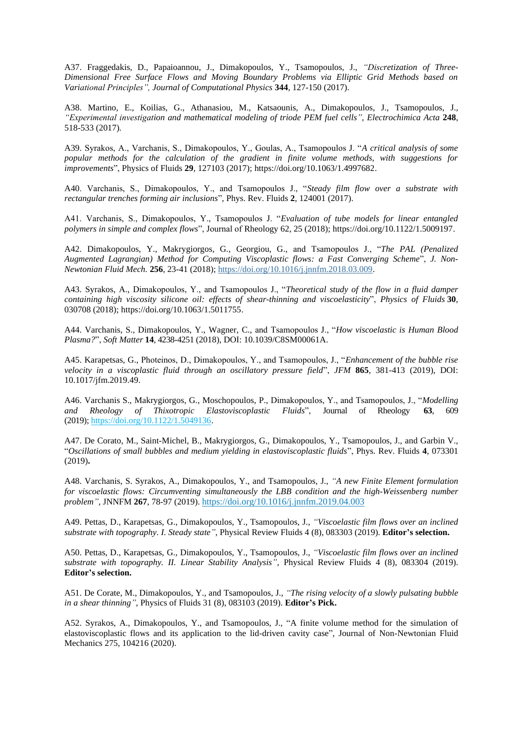A37. Fraggedakis, D., Papaioannou, J., Dimakopoulos, Y., Tsamopoulos, J., *"Discretization of Three-Dimensional Free Surface Flows and Moving Boundary Problems via Elliptic Grid Methods based on Variational Principles", Journal of Computational Physics* **344**, 127-150 (2017).

A38. Martino, E., Koilias, G., Athanasiou, M., Katsaounis, A., Dimakopoulos, J., Tsamopoulos, J., *"Experimental investigation and mathematical modeling of triode PEM fuel cells", Electrochimica Acta* **248**, 518-533 (2017).

A39. Syrakos, A., Varchanis, S., Dimakopoulos, Y., Goulas, A., Tsamopoulos J. "*A critical analysis of some popular methods for the calculation of the gradient in finite volume methods, with suggestions for improvements*", Physics of Fluids **29**, 127103 (2017); https://doi.org/10.1063/1.4997682.

A40. Varchanis, S., Dimakopoulos, Y., and Tsamopoulos J., "*Steady film flow over a substrate with rectangular trenches forming air inclusions*", Phys. Rev. Fluids **2**, 124001 (2017).

A41. Varchanis, S., Dimakopoulos, Y., Tsamopoulos J. "*Evaluation of tube models for linear entangled polymers in simple and complex flows*", Journal of Rheology 62, 25 (2018); https://doi.org/10.1122/1.5009197.

A42. Dimakopoulos, Y., Makrygiorgos, G., Georgiou, G., and Tsamopoulos J., "*The PAL (Penalized Augmented Lagrangian) Method for Computing Viscoplastic flows: a Fast Converging Scheme*", *J. Non-Newtonian Fluid Mech.* **256**, 23-41 (2018); https://doi.org/10.1016/j.jnnfm.2018.03.009.

A43. Syrakos, A., Dimakopoulos, Y., and Tsamopoulos J., "*Theoretical study of the flow in a fluid damper containing high viscosity silicone oil: effects of shear-thinning and viscoelasticity*", *Physics of Fluids* **30**, 030708 (2018); https://doi.org/10.1063/1.5011755.

A44. Varchanis, S., Dimakopoulos, Y., Wagner, C., and Tsamopoulos J., "*How viscoelastic is Human Blood Plasma?*", *Soft Matter* **14**, 4238-4251 (2018), DOI: 10.1039/C8SM00061A.

A45. Karapetsas, G., Photeinos, D., Dimakopoulos, Y., and Tsamopoulos, J., "*Enhancement of the bubble rise velocity in a viscoplastic fluid through an oscillatory pressure field*", *JFM* **865**, 381-413 (2019), DOI: 10.1017/jfm.2019.49.

A46. Varchanis S., Makrygiorgos, G., Moschopoulos, P., Dimakopoulos, Y., and Tsamopoulos, J., "*Modelling and Rheology of Thixotropic Elastoviscoplastic Fluids*", Journal of Rheology **63**, 609 (2019); https://doi.org/10.1122/1.5049136.

A47. De Corato, M., Saint-Michel, B., Makrygiorgos, G., Dimakopoulos, Y., Tsamopoulos, J., and Garbin V., "*Oscillations of small bubbles and medium yielding in elastoviscoplastic fluids*", Phys. Rev. Fluids **4**, 073301 (2019)**.**

A48. Varchanis, S. Syrakos, A., Dimakopoulos, Y., and Tsamopoulos, J., *"A new Finite Element formulation for viscoelastic flows: Circumventing simultaneously the LBB condition and the high-Weissenberg number problem"*, JNNFM **267**, 78-97 (2019). https://doi.org/10.1016/j.jnnfm.2019.04.003

A49. Pettas, D., Karapetsas, G., Dimakopoulos, Y., Tsamopoulos, J., *"Viscoelastic film flows over an inclined substrate with topography. I. Steady state"*, Physical Review Fluids 4 (8), 083303 (2019). **Editor's selection.**

A50. Pettas, D., Karapetsas, G., Dimakopoulos, Y., Tsamopoulos, J., *"Viscoelastic film flows over an inclined substrate with topography. II. Linear Stability Analysis"*, Physical Review Fluids 4 (8), 083304 (2019). **Editor's selection.**

A51. De Corate, M., Dimakopoulos, Y., and Tsamopoulos, J., *"The rising velocity of a slowly pulsating bubble in a shear thinning"*, Physics of Fluids 31 (8), 083103 (2019). **Editor's Pick.**

A52. Syrakos, A., Dimakopoulos, Y., and Tsamopoulos, J., "A finite volume method for the simulation of elastoviscoplastic flows and its application to the lid-driven cavity case", Journal of Non-Newtonian Fluid Mechanics 275, 104216 (2020).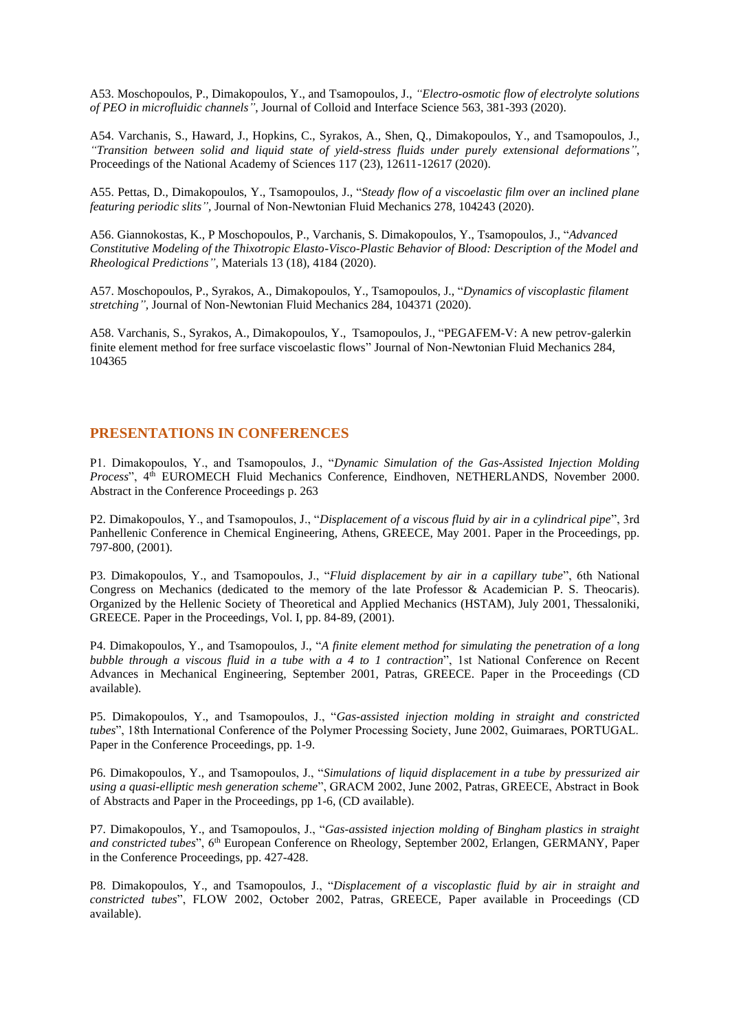A53. Moschopoulos, P., Dimakopoulos, Y., and Tsamopoulos, J., *"Electro-osmotic flow of electrolyte solutions of PEO in microfluidic channels"*, Journal of Colloid and Interface Science 563, 381-393 (2020).

A54. Varchanis, S., Haward, J., Hopkins, C., Syrakos, A., Shen, Q., Dimakopoulos, Y., and Tsamopoulos, J., *"Transition between solid and liquid state of yield-stress fluids under purely extensional deformations"*, Proceedings of the National Academy of Sciences 117 (23), 12611-12617 (2020).

A55. Pettas, D., Dimakopoulos, Y., Tsamopoulos, J., "*Steady flow of a viscoelastic film over an inclined plane featuring periodic slits"*, Journal of Non-Newtonian Fluid Mechanics 278, 104243 (2020).

A56. Giannokostas, K., P Moschopoulos, P., Varchanis, S. Dimakopoulos, Y., Tsamopoulos, J., "*Advanced Constitutive Modeling of the Thixotropic Elasto-Visco-Plastic Behavior of Blood: Description of the Model and Rheological Predictions"*, Materials 13 (18), 4184 (2020).

A57. Moschopoulos, P., Syrakos, A., Dimakopoulos, Y., Tsamopoulos, J., "*Dynamics of viscoplastic filament stretching"*, Journal of Non-Newtonian Fluid Mechanics 284, 104371 (2020).

A58. Varchanis, S., Syrakos, A., Dimakopoulos, Y., Tsamopoulos, J., "PEGAFEM-V: A new petrov-galerkin finite element method for free surface viscoelastic flows" Journal of Non-Newtonian Fluid Mechanics 284, 104365

## PRESENTATIONS IN CONFERENCES

P1. Dimakopoulos, Y., and Tsamopoulos, J., "*Dynamic Simulation of the Gas-Assisted Injection Molding Process*", 4th EUROMECH Fluid Mechanics Conference, Eindhoven, NETHERLANDS, November 2000. Abstract in the Conference Proceedings p. 263

P2. Dimakopoulos, Y., and Tsamopoulos, J., "*Displacement of a viscous fluid by air in a cylindrical pipe*", 3rd Panhellenic Conference in Chemical Engineering, Athens, GREECE, May 2001. Paper in the Proceedings, pp. 797-800, (2001).

P3. Dimakopoulos, Y., and Tsamopoulos, J., "*Fluid displacement by air in a capillary tube*", 6th National Congress on Mechanics (dedicated to the memory of the late Professor & Academician P. S. Theocaris). Organized by the Hellenic Society of Theoretical and Applied Mechanics (HSTAM), July 2001, Thessaloniki, GREECE. Paper in the Proceedings, Vol. I, pp. 84-89, (2001).

P4. Dimakopoulos, Y., and Tsamopoulos, J., "*A finite element method for simulating the penetration of a long bubble through a viscous fluid in a tube with a 4 to 1 contraction*", 1st National Conference on Recent Advances in Mechanical Engineering, September 2001, Patras, GREECE. Paper in the Proceedings (CD available).

P5. Dimakopoulos, Y., and Tsamopoulos, J., "*Gas-assisted injection molding in straight and constricted tubes*", 18th International Conference of the Polymer Processing Society, June 2002, Guimaraes, PORTUGAL. Paper in the Conference Proceedings, pp. 1-9.

P6. Dimakopoulos, Y., and Tsamopoulos, J., "*Simulations of liquid displacement in a tube by pressurized air using a quasi-elliptic mesh generation scheme*", GRACM 2002, June 2002, Patras, GREECE, Abstract in Book of Abstracts and Paper in the Proceedings, pp 1-6, (CD available).

P7. Dimakopoulos, Y., and Tsamopoulos, J., "*Gas-assisted injection molding of Bingham plastics in straight and constricted tubes*", 6th European Conference on Rheology, September 2002, Erlangen, GERMANY, Paper in the Conference Proceedings, pp. 427-428.

P8. Dimakopoulos, Y., and Tsamopoulos, J., "*Displacement of a viscoplastic fluid by air in straight and constricted tubes*", FLOW 2002, October 2002, Patras, GREECE, Paper available in Proceedings (CD available).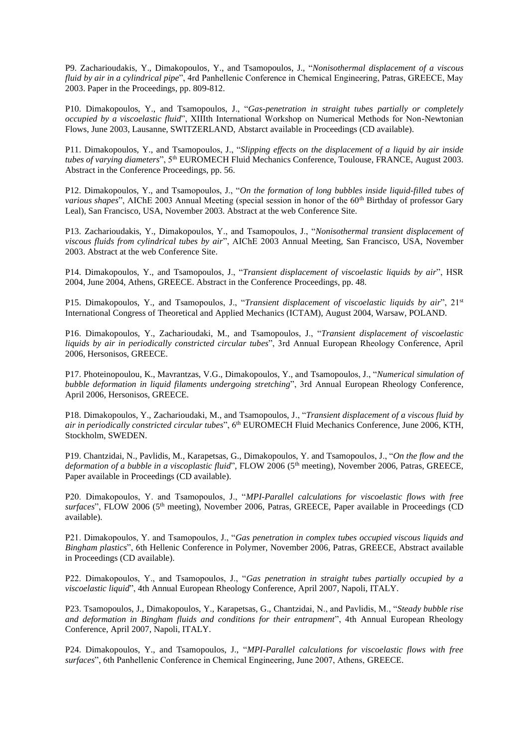P9. Zacharioudakis, Y., Dimakopoulos, Y., and Tsamopoulos, J., "*Nonisothermal displacement of a viscous fluid by air in a cylindrical pipe*", 4rd Panhellenic Conference in Chemical Engineering, Patras, GREECE, May 2003. Paper in the Proceedings, pp. 809-812.

P10. Dimakopoulos, Y., and Tsamopoulos, J., "*Gas-penetration in straight tubes partially or completely occupied by a viscoelastic fluid*", XIIIth International Workshop on Numerical Methods for Non-Newtonian Flows, June 2003, Lausanne, SWITZERLAND, Abstarct available in Proceedings (CD available).

P11. Dimakopoulos, Y., and Tsamopoulos, J., "*Slipping effects on the displacement of a liquid by air inside tubes of varying diameters*", 5th EUROMECH Fluid Mechanics Conference, Toulouse, FRANCE, August 2003. Abstract in the Conference Proceedings, pp. 56.

P12. Dimakopoulos, Y., and Tsamopoulos, J., "*On the formation of long bubbles inside liquid-filled tubes of various shapes*", AIChE 2003 Annual Meeting (special session in honor of the 60th Birthday of professor Gary Leal), San Francisco, USA, November 2003. Abstract at the web Conference Site.

P13. Zacharioudakis, Y., Dimakopoulos, Y., and Tsamopoulos, J., "*Nonisothermal transient displacement of viscous fluids from cylindrical tubes by air*", AIChE 2003 Annual Meeting, San Francisco, USA, November 2003. Abstract at the web Conference Site.

P14. Dimakopoulos, Y., and Tsamopoulos, J., "*Transient displacement of viscoelastic liquids by air*", HSR 2004, June 2004, Athens, GREECE. Abstract in the Conference Proceedings, pp. 48.

P15. Dimakopoulos, Y., and Tsamopoulos, J., "*Transient displacement of viscoelastic liquids by air*", 21st International Congress of Theoretical and Applied Mechanics (ICTAM), August 2004, Warsaw, POLAND.

P16. Dimakopoulos, Y., Zacharioudaki, M., and Tsamopoulos, J., "*Transient displacement of viscoelastic liquids by air in periodically constricted circular tubes*", 3rd Annual European Rheology Conference, April 2006, Hersonisos, GREECE.

P17. Photeinopoulou, K., Mavrantzas, V.G., Dimakopoulos, Y., and Tsamopoulos, J., "*Numerical simulation of bubble deformation in liquid filaments undergoing stretching*", 3rd Annual European Rheology Conference, April 2006, Hersonisos, GREECE.

P18. Dimakopoulos, Y., Zacharioudaki, M., and Tsamopoulos, J., "*Transient displacement of a viscous fluid by air in periodically constricted circular tubes*", 6th EUROMECH Fluid Mechanics Conference, June 2006, KTH, Stockholm, SWEDEN.

P19. Chantzidai, N., Pavlidis, M., Karapetsas, G., Dimakopoulos, Y. and Tsamopoulos, J., "*On the flow and the deformation of a bubble in a viscoplastic fluid*", FLOW 2006 (5th meeting), November 2006, Patras, GREECE, Paper available in Proceedings (CD available).

P20. Dimakopoulos, Y. and Tsamopoulos, J., "*MPI-Parallel calculations for viscoelastic flows with free surfaces*", FLOW 2006 (5th meeting), November 2006, Patras, GREECE, Paper available in Proceedings (CD available).

P21. Dimakopoulos, Y. and Tsamopoulos, J., "*Gas penetration in complex tubes occupied viscous liquids and Bingham plastics*", 6th Hellenic Conference in Polymer, November 2006, Patras, GREECE, Abstract available in Proceedings (CD available).

P22. Dimakopoulos, Y., and Tsamopoulos, J., "*Gas penetration in straight tubes partially occupied by a viscoelastic liquid*", 4th Annual European Rheology Conference, April 2007, Napoli, ITALY.

P23. Tsamopoulos, J., Dimakopoulos, Y., Karapetsas, G., Chantzidai, N., and Pavlidis, M., "*Steady bubble rise and deformation in Bingham fluids and conditions for their entrapment*", 4th Annual European Rheology Conference, April 2007, Napoli, ITALY.

P24. Dimakopoulos, Y., and Tsamopoulos, J., "*MPI-Parallel calculations for viscoelastic flows with free surfaces*", 6th Panhellenic Conference in Chemical Engineering, June 2007, Athens, GREECE.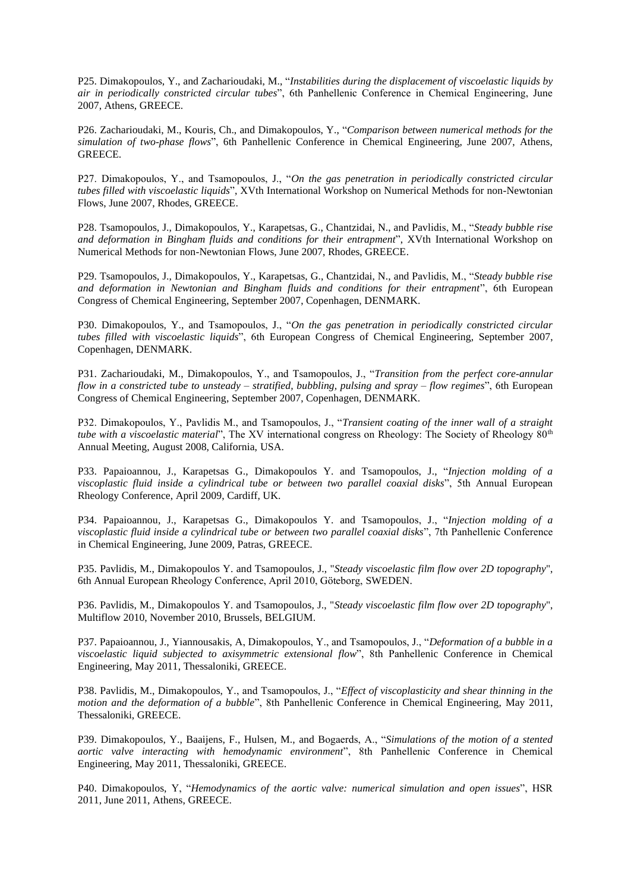P25. Dimakopoulos, Y., and Zacharioudaki, M., "*Instabilities during the displacement of viscoelastic liquids by air in periodically constricted circular tubes*", 6th Panhellenic Conference in Chemical Engineering, June 2007, Athens, GREECE.

P26. Zacharioudaki, M., Kouris, Ch., and Dimakopoulos, Y., "*Comparison between numerical methods for the simulation of two-phase flows*", 6th Panhellenic Conference in Chemical Engineering, June 2007, Athens, GREECE.

P27. Dimakopoulos, Y., and Tsamopoulos, J., "*On the gas penetration in periodically constricted circular tubes filled with viscoelastic liquids*", XVth International Workshop on Numerical Methods for non-Newtonian Flows, June 2007, Rhodes, GREECE.

P28. Tsamopoulos, J., Dimakopoulos, Y., Karapetsas, G., Chantzidai, N., and Pavlidis, M., "*Steady bubble rise and deformation in Bingham fluids and conditions for their entrapment*", XVth International Workshop on Numerical Methods for non-Newtonian Flows, June 2007, Rhodes, GREECE.

P29. Tsamopoulos, J., Dimakopoulos, Y., Karapetsas, G., Chantzidai, N., and Pavlidis, M., "*Steady bubble rise and deformation in Newtonian and Bingham fluids and conditions for their entrapment*", 6th European Congress of Chemical Engineering, September 2007, Copenhagen, DENMARK.

P30. Dimakopoulos, Y., and Tsamopoulos, J., "*On the gas penetration in periodically constricted circular tubes filled with viscoelastic liquids*", 6th European Congress of Chemical Engineering, September 2007, Copenhagen, DENMARK.

P31. Zacharioudaki, M., Dimakopoulos, Y., and Tsamopoulos, J., "*Transition from the perfect core-annular flow in a constricted tube to unsteady – stratified, bubbling, pulsing and spray – flow regimes*", 6th European Congress of Chemical Engineering, September 2007, Copenhagen, DENMARK.

P32. Dimakopoulos, Y., Pavlidis M., and Tsamopoulos, J., "*Transient coating of the inner wall of a straight tube with a viscoelastic material*", The XV international congress on Rheology: The Society of Rheology 80th Annual Meeting, August 2008, California, USA.

P33. Papaioannou, J., Karapetsas G., Dimakopoulos Y. and Tsamopoulos, J., "*Injection molding of a viscoplastic fluid inside a cylindrical tube or between two parallel coaxial disks*", 5th Annual European Rheology Conference, April 2009, Cardiff, UK.

P34. Papaioannou, J., Karapetsas G., Dimakopoulos Y. and Tsamopoulos, J., "*Injection molding of a viscoplastic fluid inside a cylindrical tube or between two parallel coaxial disks*", 7th Panhellenic Conference in Chemical Engineering, June 2009, Patras, GREECE.

P35. Pavlidis, M., Dimakopoulos Y. and Tsamopoulos, J., "*Steady viscoelastic film flow over 2D topography*", 6th Annual European Rheology Conference, April 2010, Göteborg, SWEDEN.

P36. Pavlidis, M., Dimakopoulos Y. and Tsamopoulos, J., "*Steady viscoelastic film flow over 2D topography*", Multiflow 2010, November 2010, Brussels, BELGIUM.

P37. Papaioannou, J., Yiannousakis, A, Dimakopoulos, Y., and Tsamopoulos, J., "*Deformation of a bubble in a viscoelastic liquid subjected to axisymmetric extensional flow*", 8th Panhellenic Conference in Chemical Engineering, May 2011, Thessaloniki, GREECE.

P38. Pavlidis, M., Dimakopoulos, Y., and Tsamopoulos, J., "*Effect of viscoplasticity and shear thinning in the motion and the deformation of a bubble*", 8th Panhellenic Conference in Chemical Engineering, May 2011, Thessaloniki, GREECE.

P39. Dimakopoulos, Y., Baaijens, F., Hulsen, M., and Bogaerds, A., "*Simulations of the motion of a stented aortic valve interacting with hemodynamic environment*", 8th Panhellenic Conference in Chemical Engineering, May 2011, Thessaloniki, GREECE.

P40. Dimakopoulos, Y, "*Hemodynamics of the aortic valve: numerical simulation and open issues*", HSR 2011, June 2011, Athens, GREECE.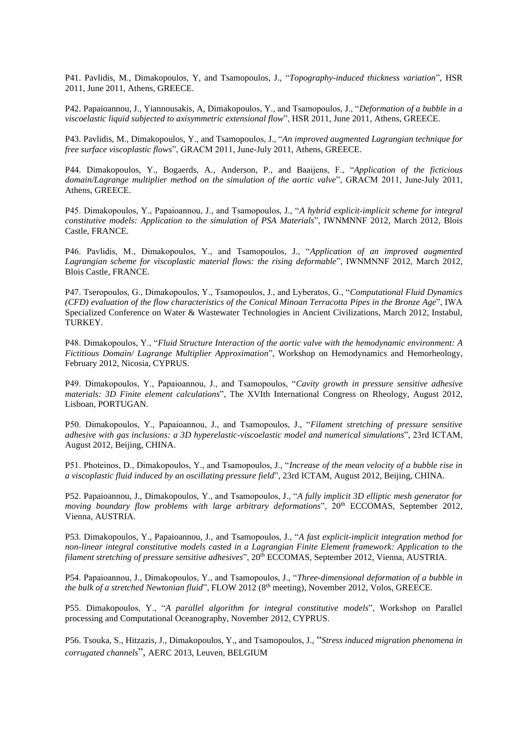P41. Pavlidis, M., Dimakopoulos, Y, and Tsamopoulos, J., "*Topography-induced thickness variation*", HSR 2011, June 2011, Athens, GREECE.

P42. Papaioannou, J., Yiannousakis, A, Dimakopoulos, Y., and Tsamopoulos, J., "*Deformation of a bubble in a viscoelastic liquid subjected to axisymmetric extensional flow*", HSR 2011, June 2011, Athens, GREECE.

P43. Pavlidis, M., Dimakopoulos, Y., and Tsamopoulos, J., "*An improved augmented Lagrangian technique for free surface viscoplastic flows*", GRACM 2011, June-July 2011, Athens, GREECE.

P44. Dimakopoulos, Y., Bogaerds, A., Anderson, P., and Baaijens, F., "*Application of the ficticious domain/Lagrange multiplier method on the simulation of the aortic valve*", GRACM 2011, June-July 2011, Athens, GREECE.

P45. Dimakopoulos, Y., Papaioannou, J., and Tsamopoulos, J., "*A hybrid explicit-implicit scheme for integral constitutive models: Application to the simulation of PSA Materials*", IWNMNNF 2012, March 2012, Blois Castle, FRANCE.

P46. Pavlidis, M., Dimakopoulos, Y., and Tsamopoulos, J., "*Application of an improved augmented Lagrangian scheme for viscoplastic material flows: the rising deformable*", IWNMNNF 2012, March 2012, Blois Castle, FRANCE.

P47. Tseropoulos, G., Dimakopoulos, Y., Tsamopoulos, J., and Lyberatos, G., "*Computational Fluid Dynamics (CFD) evaluation of the flow characteristics of the Conical Minoan Terracotta Pipes in the Bronze Age*", IWA Specialized Conference on Water & Wastewater Technologies in Ancient Civilizations, March 2012, Instabul, TURKEY.

P48. Dimakopoulos, Y., "*Fluid Structure Interaction of the aortic valve with the hemodynamic environment: A Fictitious Domain/ Lagrange Multiplier Approximation*", Workshop on Hemodynamics and Hemorheology, February 2012, Nicosia, CYPRUS.

P49. Dimakopoulos, Y., Papaioannou, J., and Tsamopoulos, "*Cavity growth in pressure sensitive adhesive materials: 3D Finite element calculations*", The XVIth International Congress on Rheology, August 2012, Lisboan, PORTUGAN.

P50. Dimakopoulos, Y., Papaioannou, J., and Tsamopoulos, J., "*Filament stretching of pressure sensitive adhesive with gas inclusions: a 3D hyperelastic-viscoelastic model and numerical simulations*", 23rd ICTAM, August 2012, Beijing, CHINA.

P51. Photeinos, D., Dimakopoulos, Y., and Tsamopoulos, J., "*Increase of the mean velocity of a bubble rise in a viscoplastic fluid induced by an oscillating pressure field*", 23rd ICTAM, August 2012, Beijing, CHINA.

P52. Papaioannou, J., Dimakopoulos, Y., and Tsamopoulos, J., "*A fully implicit 3D elliptic mesh generator for moving boundary flow problems with large arbitrary deformations*", 20th ECCOMAS, September 2012, Vienna, AUSTRIA.

P53. Dimakopoulos, Y., Papaioannou, J., and Tsamopoulos, J., "*A fast explicit-implicit integration method for non-linear integral constitutive models casted in a Lagrangian Finite Element framework: Application to the filament stretching of pressure sensitive adhesives*", 20th ECCOMAS, September 2012, Vienna, AUSTRIA.

P54. Papaioannou, J., Dimakopoulos, Y., and Tsamopoulos, J., "*Three-dimensional deformation of a bubble in the bulk of a stretched Newtonian fluid*", FLOW 2012 (8th meeting), November 2012, Volos, GREECE.

P55. Dimakopoulos, Y., "*A parallel algorithm for integral constitutive models*", Workshop on Parallel processing and Computational Oceanography, November 2012, CYPRUS.

P56. Tsouka, S., Hitzazis, J., Dimakopoulos, Y., and Tsamopoulos, J., "*Stress induced migration phenomena in corrugated channels*", AERC 2013, Leuven, BELGIUM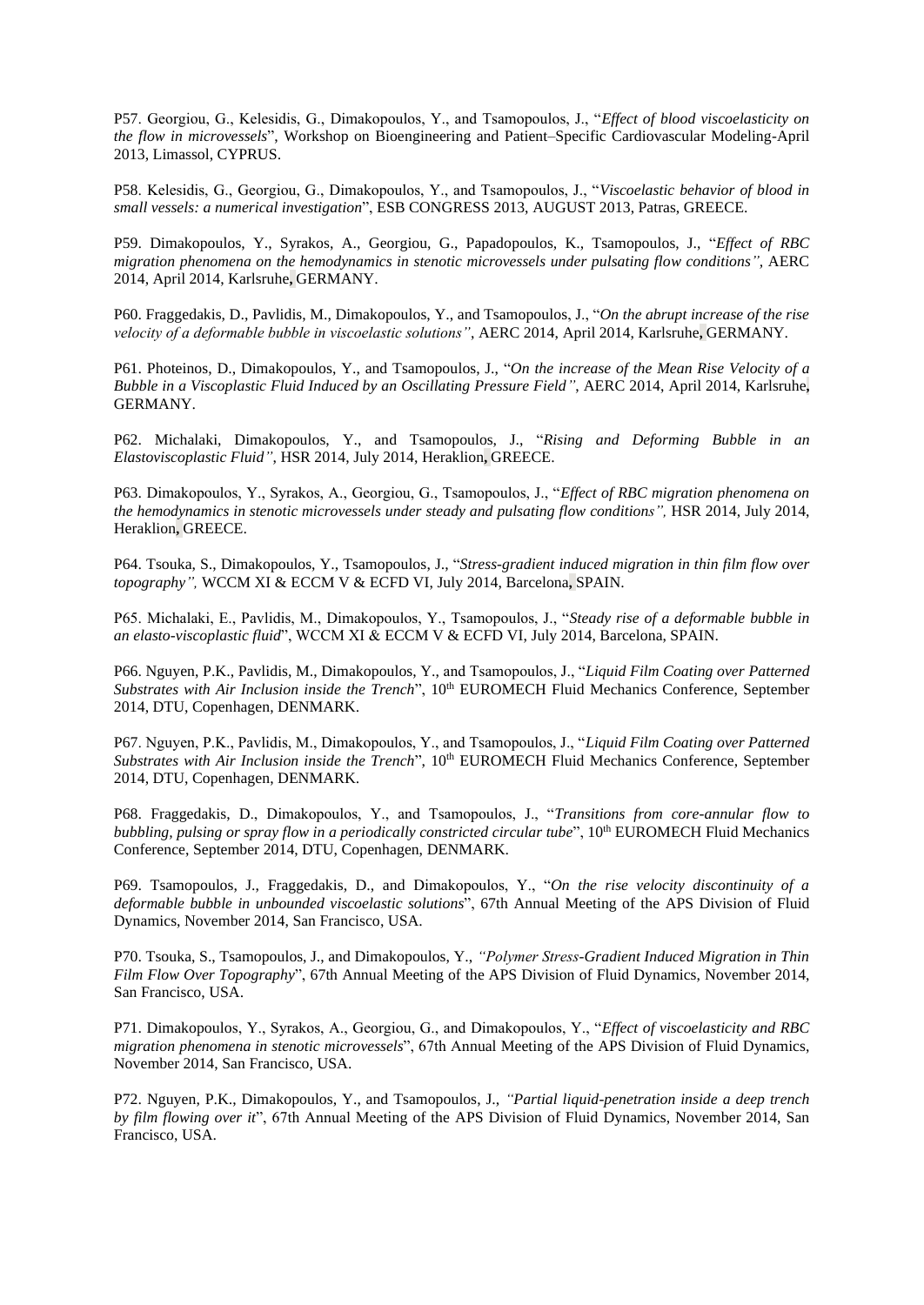P57. Georgiou, G., Kelesidis, G., Dimakopoulos, Y., and Tsamopoulos, J., "*Effect of blood viscoelasticity on the flow in microvessels*", Workshop on Bioengineering and Patient–Specific Cardiovascular Modeling-April 2013, Limassol, CYPRUS.

P58. Kelesidis, G., Georgiou, G., Dimakopoulos, Y., and Tsamopoulos, J., "*Viscoelastic behavior of blood in small vessels: a numerical investigation*", ESB CONGRESS 2013, AUGUST 2013, Patras, GREECE.

P59. Dimakopoulos, Y., Syrakos, A., Georgiou, G., Papadopoulos, K., Tsamopoulos, J., "*Effect of RBC migration phenomena on the hemodynamics in stenotic microvessels under pulsating flow conditions"*, AERC 2014, April 2014, Karlsruhe, GERMANY.

P60. Fraggedakis, D., Pavlidis, M., Dimakopoulos, Y., and Tsamopoulos, J., "*On the abrupt increase of the rise velocity of a deformable bubble in viscoelastic solutions"*, AERC 2014, April 2014, Karlsruhe, GERMANY.

P61. Photeinos, D., Dimakopoulos, Y., and Tsamopoulos, J., "*On the increase of the Mean Rise Velocity of a Bubble in a Viscoplastic Fluid Induced by an Oscillating Pressure Field"*, AERC 2014, April 2014, Karlsruhe, GERMANY.

P62. Michalaki, Dimakopoulos, Y., and Tsamopoulos, J., "*Rising and Deforming Bubble in an Elastoviscoplastic Fluid"*, HSR 2014, July 2014, Heraklion, GREECE.

P63. Dimakopoulos, Y., Syrakos, A., Georgiou, G., Tsamopoulos, J., "*Effect of RBC migration phenomena on the hemodynamics in stenotic microvessels under steady and pulsating flow conditions",* HSR 2014, July 2014, Heraklion, GREECE.

P64. Tsouka, S., Dimakopoulos, Y., Tsamopoulos, J., "*Stress-gradient induced migration in thin film flow over topography",* WCCM XI & ECCM V & ECFD VI, July 2014, Barcelona, SPAIN.

P65. Michalaki, E., Pavlidis, M., Dimakopoulos, Y., Tsamopoulos, J., "*Steady rise of a deformable bubble in an elasto-viscoplastic fluid*", WCCM XI & ECCM V & ECFD VI, July 2014, Barcelona, SPAIN.

P66. Nguyen, P.K., Pavlidis, M., Dimakopoulos, Y., and Tsamopoulos, J., "*Liquid Film Coating over Patterned Substrates with Air Inclusion inside the Trench*", 10th EUROMECH Fluid Mechanics Conference, September 2014, DTU, Copenhagen, DENMARK.

P67. Nguyen, P.K., Pavlidis, M., Dimakopoulos, Y., and Tsamopoulos, J., "*Liquid Film Coating over Patterned Substrates with Air Inclusion inside the Trench*", 10th EUROMECH Fluid Mechanics Conference, September 2014, DTU, Copenhagen, DENMARK.

P68. Fraggedakis, D., Dimakopoulos, Y., and Tsamopoulos, J., "*Transitions from core-annular flow to bubbling, pulsing or spray flow in a periodically constricted circular tube*", 10th EUROMECH Fluid Mechanics Conference, September 2014, DTU, Copenhagen, DENMARK.

P69. Tsamopoulos, J., Fraggedakis, D., and Dimakopoulos, Y., "*On the rise velocity discontinuity of a deformable bubble in unbounded viscoelastic solutions*", 67th Annual Meeting of the APS Division of Fluid Dynamics, November 2014, San Francisco, USA.

P70. Tsouka, S., Tsamopoulos, J., and Dimakopoulos, Y., *"Polymer Stress-Gradient Induced Migration in Thin Film Flow Over Topography*", 67th Annual Meeting of the APS Division of Fluid Dynamics, November 2014, San Francisco, USA.

P71. Dimakopoulos, Y., Syrakos, A., Georgiou, G., and Dimakopoulos, Y., "*Effect of viscoelasticity and RBC migration phenomena in stenotic microvessels*", 67th Annual Meeting of the APS Division of Fluid Dynamics, November 2014, San Francisco, USA.

P72. Nguyen, P.K., Dimakopoulos, Y., and Tsamopoulos, J., *"Partial liquid-penetration inside a deep trench by film flowing over it*", 67th Annual Meeting of the APS Division of Fluid Dynamics, November 2014, San Francisco, USA.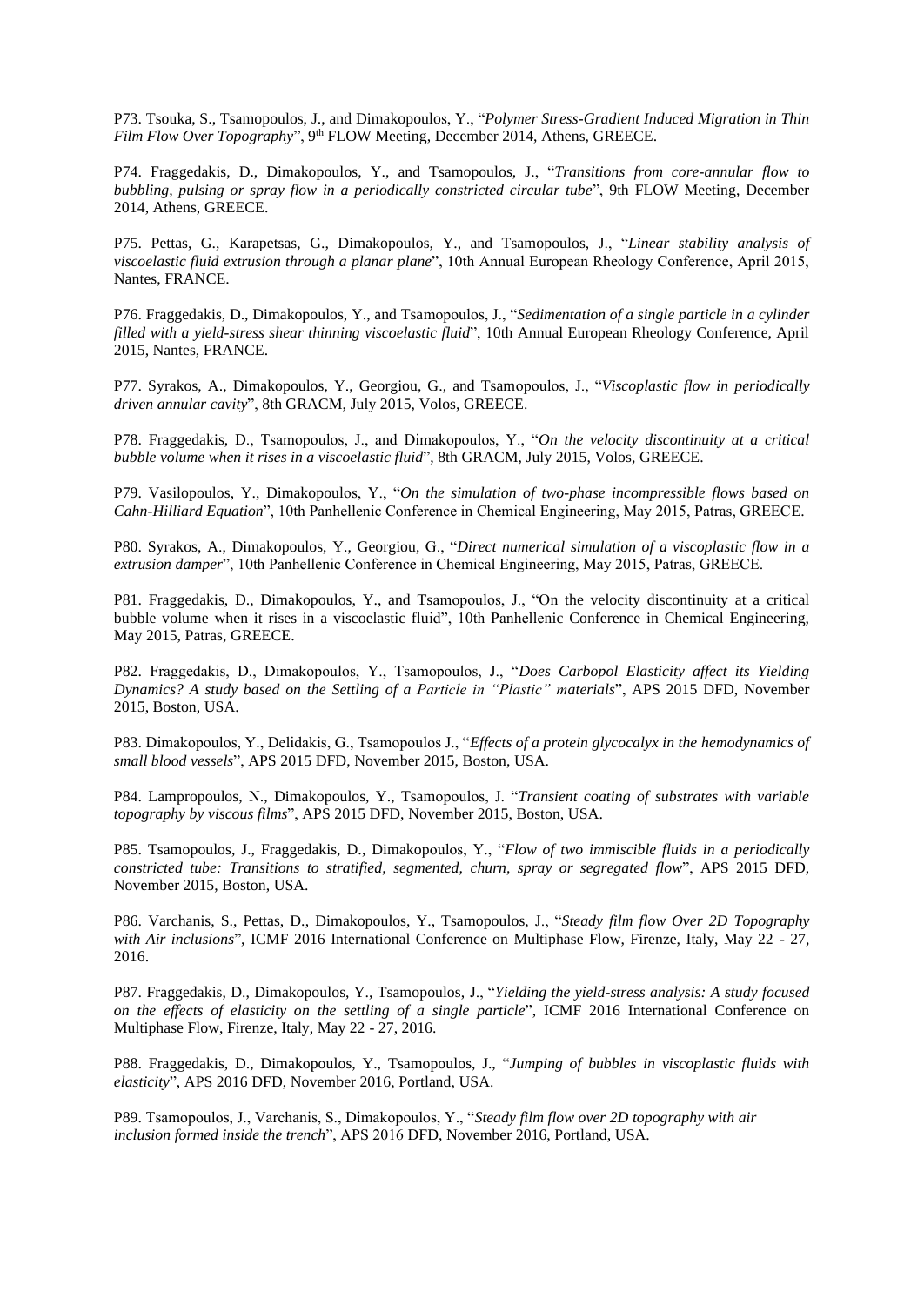P73. Tsouka, S., Tsamopoulos, J., and Dimakopoulos, Y., "*Polymer Stress-Gradient Induced Migration in Thin Film Flow Over Topography*", 9th FLOW Meeting, December 2014, Athens, GREECE.

P74. Fraggedakis, D., Dimakopoulos, Y., and Tsamopoulos, J., "*Transitions from core-annular flow to bubbling, pulsing or spray flow in a periodically constricted circular tube*", 9th FLOW Meeting, December 2014, Athens, GREECE.

P75. Pettas, G., Karapetsas, G., Dimakopoulos, Y., and Tsamopoulos, J., "*Linear stability analysis of viscoelastic fluid extrusion through a planar plane*", 10th Annual European Rheology Conference, April 2015, Nantes, FRANCE.

P76. Fraggedakis, D., Dimakopoulos, Y., and Tsamopoulos, J., "*Sedimentation of a single particle in a cylinder filled with a yield-stress shear thinning viscoelastic fluid*", 10th Annual European Rheology Conference, April 2015, Nantes, FRANCE.

P77. Syrakos, A., Dimakopoulos, Y., Georgiou, G., and Tsamopoulos, J., "*Viscoplastic flow in periodically driven annular cavity*", 8th GRACM, July 2015, Volos, GREECE.

P78. Fraggedakis, D., Tsamopoulos, J., and Dimakopoulos, Y., "*On the velocity discontinuity at a critical bubble volume when it rises in a viscoelastic fluid*", 8th GRACM, July 2015, Volos, GREECE.

P79. Vasilopoulos, Y., Dimakopoulos, Y., "*On the simulation of two-phase incompressible flows based on Cahn-Hilliard Equation*", 10th Panhellenic Conference in Chemical Engineering, May 2015, Patras, GREECE.

P80. Syrakos, A., Dimakopoulos, Y., Georgiou, G., "*Direct numerical simulation of a viscoplastic flow in a extrusion damper*", 10th Panhellenic Conference in Chemical Engineering, May 2015, Patras, GREECE.

P81. Fraggedakis, D., Dimakopoulos, Y., and Tsamopoulos, J., "On the velocity discontinuity at a critical bubble volume when it rises in a viscoelastic fluid", 10th Panhellenic Conference in Chemical Engineering, May 2015, Patras, GREECE.

P82. Fraggedakis, D., Dimakopoulos, Y., Tsamopoulos, J., "*Does Carbopol Elasticity affect its Yielding Dynamics? A study based on the Settling of a Particle in "Plastic" materials*", APS 2015 DFD, November 2015, Boston, USA.

P83. Dimakopoulos, Y., Delidakis, G., Tsamopoulos J., "*Effects of a protein glycocalyx in the hemodynamics of small blood vessels*", APS 2015 DFD, November 2015, Boston, USA.

P84. Lampropoulos, N., Dimakopoulos, Y., Tsamopoulos, J. "*Transient coating of substrates with variable topography by viscous films*", APS 2015 DFD, November 2015, Boston, USA.

P85. Tsamopoulos, J., Fraggedakis, D., Dimakopoulos, Y., "*Flow of two immiscible fluids in a periodically constricted tube: Transitions to stratified, segmented, churn, spray or segregated flow*", APS 2015 DFD, November 2015, Boston, USA.

P86. Varchanis, S., Pettas, D., Dimakopoulos, Y., Tsamopoulos, J., "*Steady film flow Over 2D Topography with Air inclusions*", ICMF 2016 International Conference on Multiphase Flow, Firenze, Italy, May 22 - 27, 2016.

P87. Fraggedakis, D., Dimakopoulos, Y., Tsamopoulos, J., "*Yielding the yield-stress analysis: A study focused on the effects of elasticity on the settling of a single particle*", ICMF 2016 International Conference on Multiphase Flow, Firenze, Italy, May 22 - 27, 2016.

P88. Fraggedakis, D., Dimakopoulos, Y., Tsamopoulos, J., "*Jumping of bubbles in viscoplastic fluids with elasticity*", APS 2016 DFD, November 2016, Portland, USA.

P89. Tsamopoulos, J., Varchanis, S., Dimakopoulos, Y., "*Steady film flow over 2D topography with air inclusion formed inside the trench*", APS 2016 DFD, November 2016, Portland, USA.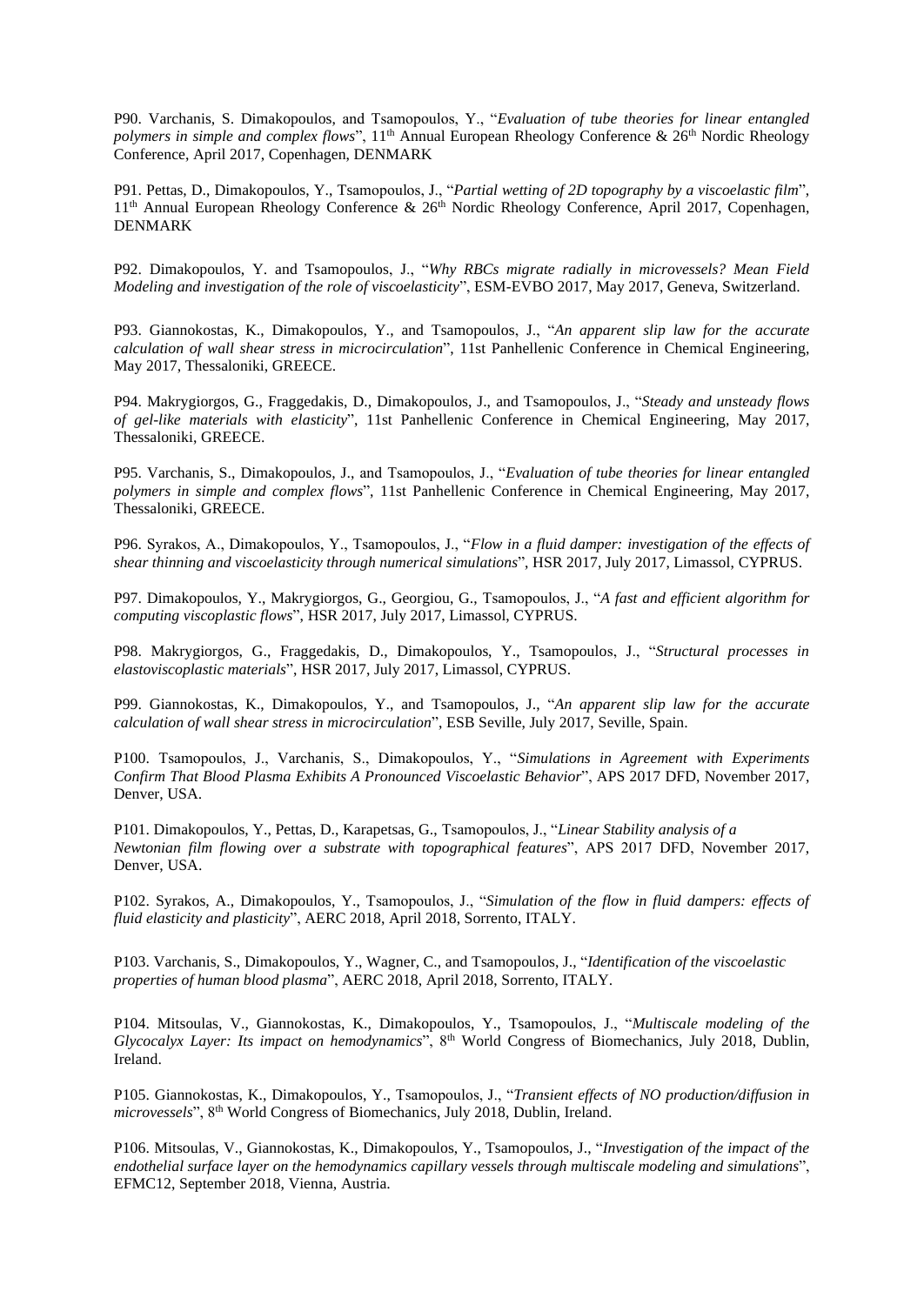P90. Varchanis, S. Dimakopoulos, and Tsamopoulos, Y., "*Evaluation of tube theories for linear entangled polymers in simple and complex flows*", 11th Annual European Rheology Conference & 26th Nordic Rheology Conference, April 2017, Copenhagen, DENMARK

P91. Pettas, D., Dimakopoulos, Y., Tsamopoulos, J., "*Partial wetting of 2D topography by a viscoelastic film*", 11th Annual European Rheology Conference & 26th Nordic Rheology Conference, April 2017, Copenhagen, DENMARK

P92. Dimakopoulos, Y. and Tsamopoulos, J., "*Why RBCs migrate radially in microvessels? Mean Field Modeling and investigation of the role of viscoelasticity*", ESM-EVBO 2017, May 2017, Geneva, Switzerland.

P93. Giannokostas, K., Dimakopoulos, Y., and Tsamopoulos, J., "*An apparent slip law for the accurate calculation of wall shear stress in microcirculation*", 11st Panhellenic Conference in Chemical Engineering, May 2017, Thessaloniki, GREECE.

P94. Makrygiorgos, G., Fraggedakis, D., Dimakopoulos, J., and Tsamopoulos, J., "*Steady and unsteady flows of gel-like materials with elasticity*", 11st Panhellenic Conference in Chemical Engineering, May 2017, Thessaloniki, GREECE.

P95. Varchanis, S., Dimakopoulos, J., and Tsamopoulos, J., "*Evaluation of tube theories for linear entangled polymers in simple and complex flows*", 11st Panhellenic Conference in Chemical Engineering, May 2017, Thessaloniki, GREECE.

P96. Syrakos, A., Dimakopoulos, Y., Tsamopoulos, J., "*Flow in a fluid damper: investigation of the effects of shear thinning and viscoelasticity through numerical simulations*", HSR 2017, July 2017, Limassol, CYPRUS.

P97. Dimakopoulos, Y., Makrygiorgos, G., Georgiou, G., Tsamopoulos, J., "*A fast and efficient algorithm for computing viscoplastic flows*", HSR 2017, July 2017, Limassol, CYPRUS.

P98. Makrygiorgos, G., Fraggedakis, D., Dimakopoulos, Y., Tsamopoulos, J., "*Structural processes in elastoviscoplastic materials*", HSR 2017, July 2017, Limassol, CYPRUS.

P99. Giannokostas, K., Dimakopoulos, Y., and Tsamopoulos, J., "*An apparent slip law for the accurate calculation of wall shear stress in microcirculation*", ESB Seville, July 2017, Seville, Spain.

P100. Tsamopoulos, J., Varchanis, S., Dimakopoulos, Y., "*Simulations in Agreement with Experiments Confirm That Blood Plasma Exhibits A Pronounced Viscoelastic Behavior*", APS 2017 DFD, November 2017, Denver, USA.

P101. Dimakopoulos, Y., Pettas, D., Karapetsas, G., Tsamopoulos, J., "*Linear Stability analysis of a Newtonian film flowing over a substrate with topographical features*", APS 2017 DFD, November 2017, Denver, USA.

P102. Syrakos, A., Dimakopoulos, Y., Tsamopoulos, J., "*Simulation of the flow in fluid dampers: effects of fluid elasticity and plasticity*", AERC 2018, April 2018, Sorrento, ITALY.

P103. Varchanis, S., Dimakopoulos, Y., Wagner, C., and Tsamopoulos, J., "*Identification of the viscoelastic properties of human blood plasma*", AERC 2018, April 2018, Sorrento, ITALY.

P104. Mitsoulas, V., Giannokostas, K., Dimakopoulos, Y., Tsamopoulos, J., "*Multiscale modeling of the Glycocalyx Layer: Its impact on hemodynamics*", 8th World Congress of Biomechanics, July 2018, Dublin, Ireland.

P105. Giannokostas, K., Dimakopoulos, Y., Tsamopoulos, J., "*Transient effects of NO production/diffusion in microvessels*", 8th World Congress of Biomechanics, July 2018, Dublin, Ireland.

P106. Mitsoulas, V., Giannokostas, K., Dimakopoulos, Y., Tsamopoulos, J., "*Investigation of the impact of the endothelial surface layer on the hemodynamics capillary vessels through multiscale modeling and simulations*", EFMC12, September 2018, Vienna, Austria.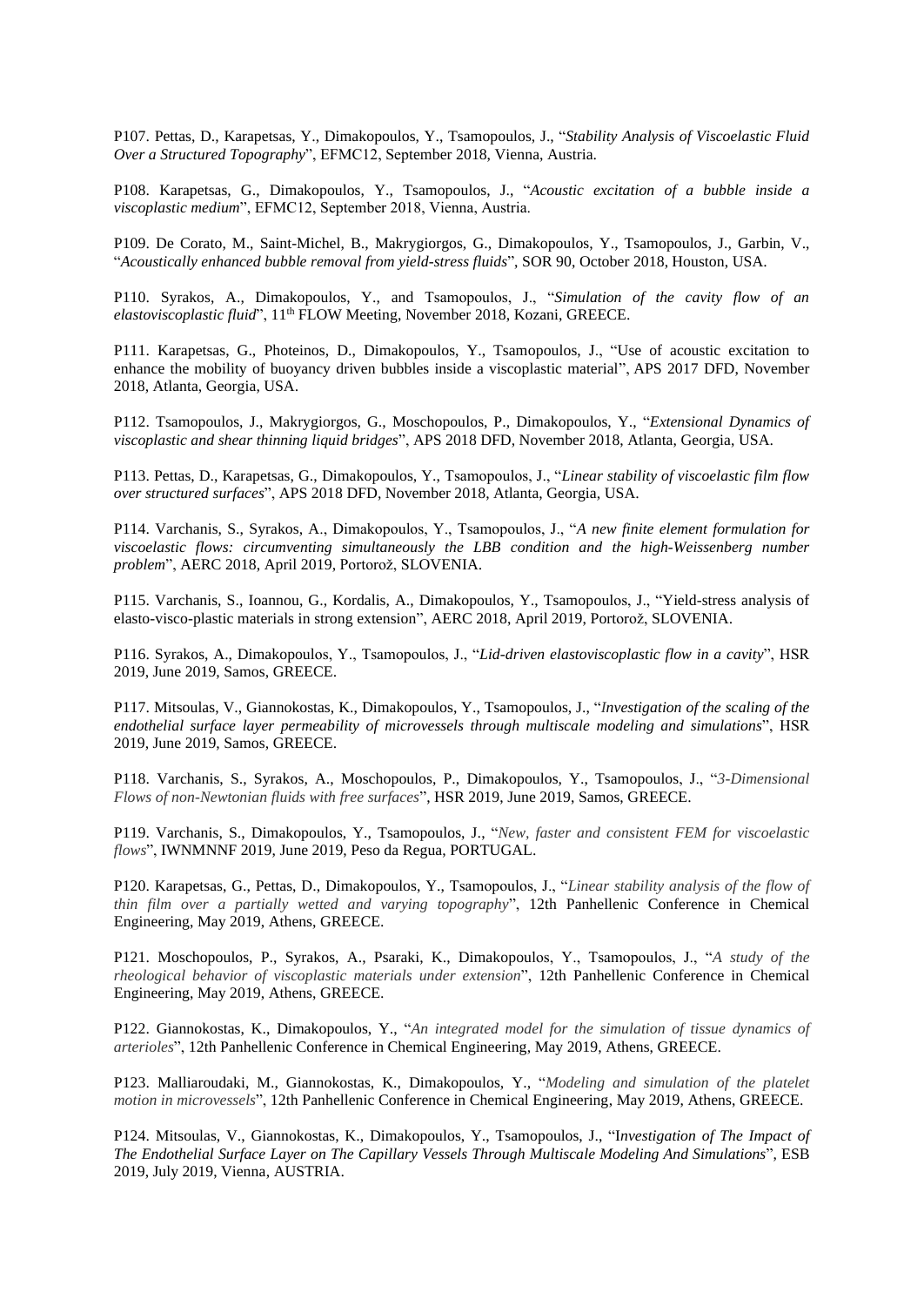P107. Pettas, D., Karapetsas, Y., Dimakopoulos, Y., Tsamopoulos, J., "*Stability Analysis of Viscoelastic Fluid Over a Structured Topography*", EFMC12, September 2018, Vienna, Austria.

P108. Karapetsas, G., Dimakopoulos, Y., Tsamopoulos, J., "*Acoustic excitation of a bubble inside a viscoplastic medium*", EFMC12, September 2018, Vienna, Austria.

P109. De Corato, M., Saint-Michel, B., Makrygiorgos, G., Dimakopoulos, Y., Tsamopoulos, J., Garbin, V., "*Acoustically enhanced bubble removal from yield-stress fluids*", SOR 90, October 2018, Houston, USA.

P110. Syrakos, A., Dimakopoulos, Y., and Tsamopoulos, J., "*Simulation of the cavity flow of an elastoviscoplastic fluid*", 11th FLOW Meeting, November 2018, Kozani, GREECE.

P111. Karapetsas, G., Photeinos, D., Dimakopoulos, Y., Tsamopoulos, J., "Use of acoustic excitation to enhance the mobility of buoyancy driven bubbles inside a viscoplastic material", APS 2017 DFD, November 2018, Atlanta, Georgia, USA.

P112. Tsamopoulos, J., Makrygiorgos, G., Moschopoulos, P., Dimakopoulos, Y., "*Extensional Dynamics of viscoplastic and shear thinning liquid bridges*", APS 2018 DFD, November 2018, Atlanta, Georgia, USA.

P113. Pettas, D., Karapetsas, G., Dimakopoulos, Y., Tsamopoulos, J., "*Linear stability of viscoelastic film flow over structured surfaces*", APS 2018 DFD, November 2018, Atlanta, Georgia, USA.

P114. Varchanis, S., Syrakos, A., Dimakopoulos, Y., Tsamopoulos, J., "*A new finite element formulation for viscoelastic flows: circumventing simultaneously the LBB condition and the high-Weissenberg number problem*", AERC 2018, April 2019, Portorož, SLOVENIA.

P115. Varchanis, S., Ioannou, G., Kordalis, A., Dimakopoulos, Y., Tsamopoulos, J., "Yield-stress analysis of elasto-visco-plastic materials in strong extension", AERC 2018, April 2019, Portorož, SLOVENIA.

P116. Syrakos, A., Dimakopoulos, Y., Tsamopoulos, J., "*Lid-driven elastoviscoplastic flow in a cavity*", HSR 2019, June 2019, Samos, GREECE.

P117. Mitsoulas, V., Giannokostas, K., Dimakopoulos, Y., Tsamopoulos, J., "*Investigation of the scaling of the endothelial surface layer permeability of microvessels through multiscale modeling and simulations*", HSR 2019, June 2019, Samos, GREECE.

P118. Varchanis, S., Syrakos, A., Moschopoulos, P., Dimakopoulos, Y., Tsamopoulos, J., "*3-Dimensional Flows of non-Newtonian fluids with free surfaces*", HSR 2019, June 2019, Samos, GREECE.

P119. Varchanis, S., Dimakopoulos, Y., Tsamopoulos, J., "*New, faster and consistent FEM for viscoelastic flows*", IWNMNNF 2019, June 2019, Peso da Regua, PORTUGAL.

P120. Karapetsas, G., Pettas, D., Dimakopoulos, Y., Tsamopoulos, J., "*Linear stability analysis of the flow of thin film over a partially wetted and varying topography*", 12th Panhellenic Conference in Chemical Engineering, May 2019, Athens, GREECE.

P121. Moschopoulos, P., Syrakos, A., Psaraki, K., Dimakopoulos, Y., Tsamopoulos, J., "*A study of the rheological behavior of viscoplastic materials under extension*", 12th Panhellenic Conference in Chemical Engineering, May 2019, Athens, GREECE.

P122. Giannokostas, K., Dimakopoulos, Y., "*An integrated model for the simulation of tissue dynamics of arterioles*", 12th Panhellenic Conference in Chemical Engineering, May 2019, Athens, GREECE.

P123. Malliaroudaki, M., Giannokostas, K., Dimakopoulos, Y., "*Modeling and simulation of the platelet motion in microvessels*", 12th Panhellenic Conference in Chemical Engineering, May 2019, Athens, GREECE.

P124. Mitsoulas, V., Giannokostas, K., Dimakopoulos, Y., Tsamopoulos, J., "*Investigation of The Impact of The Endothelial Surface Layer on The Capillary Vessels Through Multiscale Modeling And Simulations*", ESB 2019, July 2019, Vienna, AUSTRIA.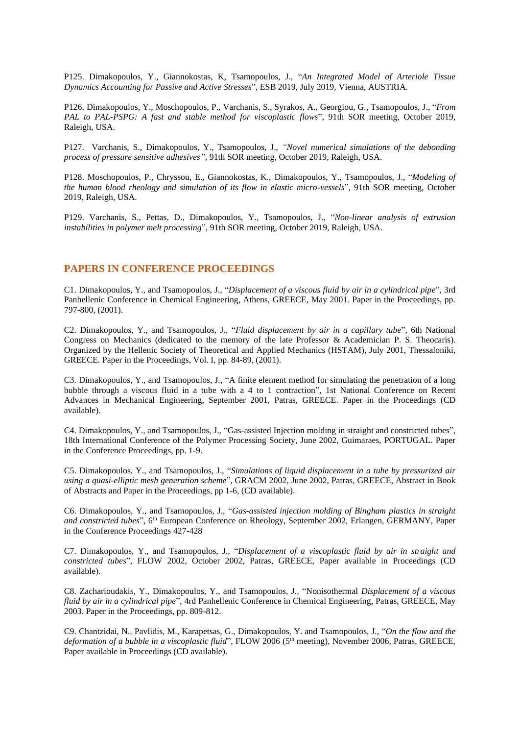P125. Dimakopoulos, Y., Giannokostas, K, Tsamopoulos, J., "*An Integrated Model of Arteriole Tissue Dynamics Accounting for Passive and Active Stresses*", ESB 2019, July 2019, Vienna, AUSTRIA.

P126. Dimakopoulos, Y., Moschopoulos, P., Varchanis, S., Syrakos, A., Georgiou, G., Tsamopoulos, J., "*From PAL to PAL-PSPG: A fast and stable method for viscoplastic flows*", 91th SOR meeting, October 2019, Raleigh, USA.

P127. Varchanis, S., Dimakopoulos, Y., Tsamopoulos, J., *"Novel numerical simulations of the debonding process of pressure sensitive adhesives",* 91th SOR meeting, October 2019, Raleigh, USA.

P128. Moschopoulos, P., Chryssou, E., Giannokostas, K., Dimakopoulos, Y., Tsamopoulos, J., "*Modeling of the human blood rheology and simulation of its flow in elastic micro-vessels*", 91th SOR meeting, October 2019, Raleigh, USA.

P129. Varchanis, S., Pettas, D., Dimakopoulos, Y., Tsamopoulos, J., "*Non-linear analysis of extrusion instabilities in polymer melt processing*", 91th SOR meeting, October 2019, Raleigh, USA.

## PAPERS IN CONFERENCE PROCEEDINGS

C1. Dimakopoulos, Y., and Tsamopoulos, J., "*Displacement of a viscous fluid by air in a cylindrical pipe*", 3rd Panhellenic Conference in Chemical Engineering, Athens, GREECE, May 2001. Paper in the Proceedings, pp. 797-800, (2001).

C2. Dimakopoulos, Y., and Tsamopoulos, J., "*Fluid displacement by air in a capillary tube*", 6th National Congress on Mechanics (dedicated to the memory of the late Professor & Academician P. S. Theocaris). Organized by the Hellenic Society of Theoretical and Applied Mechanics (HSTAM), July 2001, Thessaloniki, GREECE. Paper in the Proceedings, Vol. I, pp. 84-89, (2001).

C3. Dimakopoulos, Y., and Tsamopoulos, J., "A finite element method for simulating the penetration of a long bubble through a viscous fluid in a tube with a 4 to 1 contraction", 1st National Conference on Recent Advances in Mechanical Engineering, September 2001, Patras, GREECE. Paper in the Proceedings (CD available).

C4. Dimakopoulos, Y., and Tsamopoulos, J., "Gas-assisted Injection molding in straight and constricted tubes", 18th International Conference of the Polymer Processing Society, June 2002, Guimaraes, PORTUGAL. Paper in the Conference Proceedings, pp. 1-9.

C5. Dimakopoulos, Y., and Tsamopoulos, J., "*Simulations of liquid displacement in a tube by pressurized air using a quasi-elliptic mesh generation scheme*", GRACM 2002, June 2002, Patras, GREECE, Abstract in Book of Abstracts and Paper in the Proceedings, pp 1-6, (CD available).

C6. Dimakopoulos, Y., and Tsamopoulos, J., "*Gas-assisted injection molding of Bingham plastics in straight and constricted tubes*", 6th European Conference on Rheology, September 2002, Erlangen, GERMANY, Paper in the Conference Proceedings 427-428

C7. Dimakopoulos, Y., and Tsamopoulos, J., "*Displacement of a viscoplastic fluid by air in straight and constricted tubes*", FLOW 2002, October 2002, Patras, GREECE, Paper available in Proceedings (CD available).

C8. Zacharioudakis, Y., Dimakopoulos, Y., and Tsamopoulos, J., "Nonisothermal *Displacement of a viscous fluid by air in a cylindrical pipe*", 4rd Panhellenic Conference in Chemical Engineering, Patras, GREECE, May 2003. Paper in the Proceedings, pp. 809-812.

C9. Chantzidai, N., Pavlidis, M., Karapetsas, G., Dimakopoulos, Y. and Tsamopoulos, J., "*On the flow and the deformation of a bubble in a viscoplastic fluid*", FLOW 2006 (5th meeting), November 2006, Patras, GREECE, Paper available in Proceedings (CD available).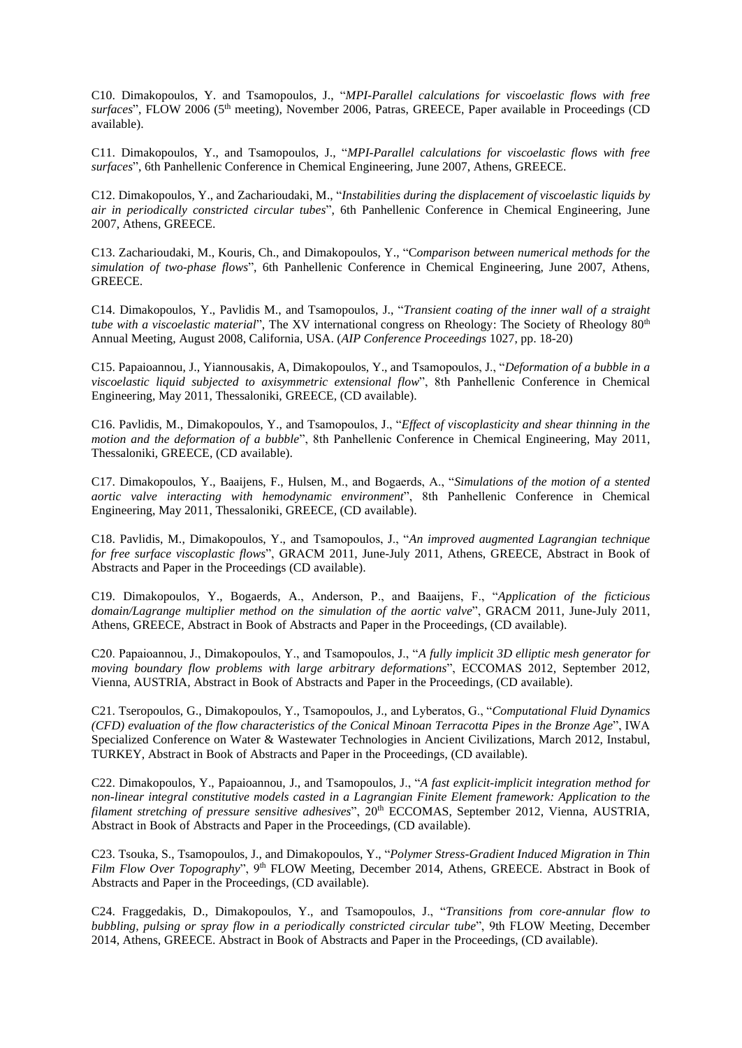C10. Dimakopoulos, Y. and Tsamopoulos, J., "*MPI-Parallel calculations for viscoelastic flows with free surfaces*", FLOW 2006 (5[th] meeting), November 2006, Patras, GREECE, Paper available in Proceedings (CD available).

C11. Dimakopoulos, Y., and Tsamopoulos, J., "*MPI-Parallel calculations for viscoelastic flows with free surfaces*", 6th Panhellenic Conference in Chemical Engineering, June 2007, Athens, GREECE.

C12. Dimakopoulos, Y., and Zacharioudaki, M., "*Instabilities during the displacement of viscoelastic liquids by air in periodically constricted circular tubes*", 6th Panhellenic Conference in Chemical Engineering, June 2007, Athens, GREECE.

C13. Zacharioudaki, M., Kouris, Ch., and Dimakopoulos, Y., "C*omparison between numerical methods for the simulation of two-phase flows*", 6th Panhellenic Conference in Chemical Engineering, June 2007, Athens, GREECE.

C14. Dimakopoulos, Y., Pavlidis M., and Tsamopoulos, J., "*Transient coating of the inner wall of a straight tube with a viscoelastic material*", The XV international congress on Rheology: The Society of Rheology 80[th] Annual Meeting, August 2008, California, USA. (*AIP Conference Proceedings* 1027, pp. 18-20)

C15. Papaioannou, J., Yiannousakis, A, Dimakopoulos, Y., and Tsamopoulos, J., "*Deformation of a bubble in a viscoelastic liquid subjected to axisymmetric extensional flow*", 8th Panhellenic Conference in Chemical Engineering, May 2011, Thessaloniki, GREECE, (CD available).

C16. Pavlidis, M., Dimakopoulos, Y., and Tsamopoulos, J., "*Effect of viscoplasticity and shear thinning in the motion and the deformation of a bubble*", 8th Panhellenic Conference in Chemical Engineering, May 2011, Thessaloniki, GREECE, (CD available).

C17. Dimakopoulos, Y., Baaijens, F., Hulsen, M., and Bogaerds, A., "*Simulations of the motion of a stented aortic valve interacting with hemodynamic environment*", 8th Panhellenic Conference in Chemical Engineering, May 2011, Thessaloniki, GREECE, (CD available).

C18. Pavlidis, M., Dimakopoulos, Y., and Tsamopoulos, J., "*An improved augmented Lagrangian technique for free surface viscoplastic flows*", GRACM 2011, June-July 2011, Athens, GREECE, Abstract in Book of Abstracts and Paper in the Proceedings (CD available).

C19. Dimakopoulos, Y., Bogaerds, A., Anderson, P., and Baaijens, F., "*Application of the ficticious domain/Lagrange multiplier method on the simulation of the aortic valve*", GRACM 2011, June-July 2011, Athens, GREECE, Abstract in Book of Abstracts and Paper in the Proceedings, (CD available).

C20. Papaioannou, J., Dimakopoulos, Y., and Tsamopoulos, J., "*A fully implicit 3D elliptic mesh generator for moving boundary flow problems with large arbitrary deformations*", ECCOMAS 2012, September 2012, Vienna, AUSTRIA, Abstract in Book of Abstracts and Paper in the Proceedings, (CD available).

C21. Tseropoulos, G., Dimakopoulos, Y., Tsamopoulos, J., and Lyberatos, G., "*Computational Fluid Dynamics (CFD) evaluation of the flow characteristics of the Conical Minoan Terracotta Pipes in the Bronze Age*", IWA Specialized Conference on Water & Wastewater Technologies in Ancient Civilizations, March 2012, Instabul, TURKEY, Abstract in Book of Abstracts and Paper in the Proceedings, (CD available).

C22. Dimakopoulos, Y., Papaioannou, J., and Tsamopoulos, J., "*A fast explicit-implicit integration method for non-linear integral constitutive models casted in a Lagrangian Finite Element framework: Application to the filament stretching of pressure sensitive adhesives*", 20[th] ECCOMAS, September 2012, Vienna, AUSTRIA, Abstract in Book of Abstracts and Paper in the Proceedings, (CD available).

C23. Tsouka, S., Tsamopoulos, J., and Dimakopoulos, Y., "*Polymer Stress-Gradient Induced Migration in Thin Film Flow Over Topography*", 9[th] FLOW Meeting, December 2014, Athens, GREECE. Abstract in Book of Abstracts and Paper in the Proceedings, (CD available).

C24. Fraggedakis, D., Dimakopoulos, Y., and Tsamopoulos, J., "*Transitions from core-annular flow to bubbling, pulsing or spray flow in a periodically constricted circular tube*", 9th FLOW Meeting, December 2014, Athens, GREECE. Abstract in Book of Abstracts and Paper in the Proceedings, (CD available).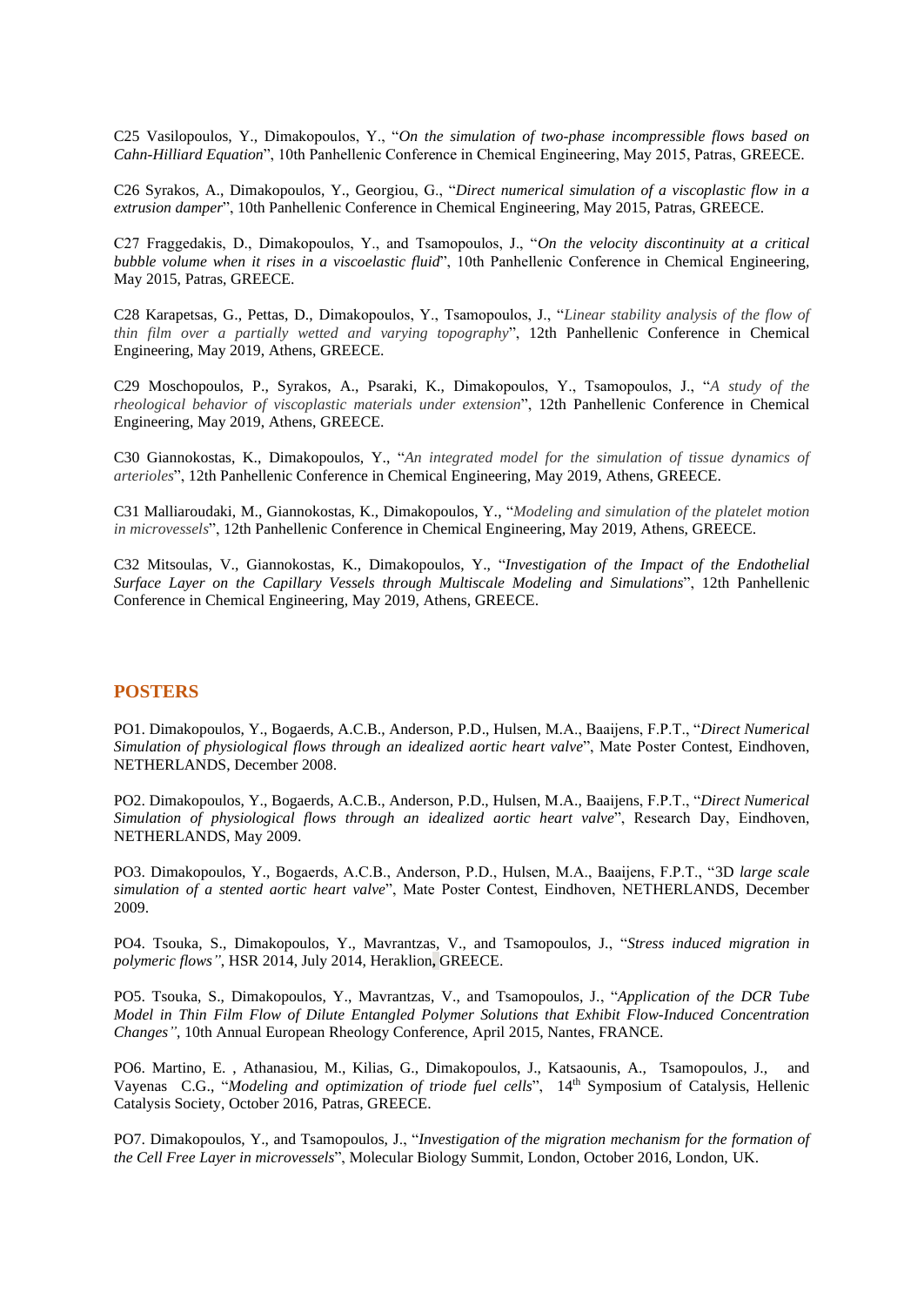C25 Vasilopoulos, Y., Dimakopoulos, Y., "*On the simulation of two-phase incompressible flows based on Cahn-Hilliard Equation*", 10th Panhellenic Conference in Chemical Engineering, May 2015, Patras, GREECE.

C26 Syrakos, A., Dimakopoulos, Y., Georgiou, G., "*Direct numerical simulation of a viscoplastic flow in a extrusion damper*", 10th Panhellenic Conference in Chemical Engineering, May 2015, Patras, GREECE.

C27 Fraggedakis, D., Dimakopoulos, Y., and Tsamopoulos, J., "*On the velocity discontinuity at a critical bubble volume when it rises in a viscoelastic fluid*", 10th Panhellenic Conference in Chemical Engineering, May 2015, Patras, GREECE.

C28 Karapetsas, G., Pettas, D., Dimakopoulos, Y., Tsamopoulos, J., "*Linear stability analysis of the flow of thin film over a partially wetted and varying topography*", 12th Panhellenic Conference in Chemical Engineering, May 2019, Athens, GREECE.

C29 Moschopoulos, P., Syrakos, A., Psaraki, K., Dimakopoulos, Y., Tsamopoulos, J., "*A study of the rheological behavior of viscoplastic materials under extension*", 12th Panhellenic Conference in Chemical Engineering, May 2019, Athens, GREECE.

C30 Giannokostas, K., Dimakopoulos, Y., "*An integrated model for the simulation of tissue dynamics of arterioles*", 12th Panhellenic Conference in Chemical Engineering, May 2019, Athens, GREECE.

C31 Malliaroudaki, M., Giannokostas, K., Dimakopoulos, Y., "*Modeling and simulation of the platelet motion in microvessels*", 12th Panhellenic Conference in Chemical Engineering, May 2019, Athens, GREECE.

C32 Mitsoulas, V., Giannokostas, K., Dimakopoulos, Y., "*Investigation of the Impact of the Endothelial Surface Layer on the Capillary Vessels through Multiscale Modeling and Simulations*", 12th Panhellenic Conference in Chemical Engineering, May 2019, Athens, GREECE.

## POSTERS

PO1. Dimakopoulos, Y., Bogaerds, A.C.B., Anderson, P.D., Hulsen, M.A., Baaijens, F.P.T., "*Direct Numerical Simulation of physiological flows through an idealized aortic heart valve*", Mate Poster Contest, Eindhoven, NETHERLANDS, December 2008.

PO2. Dimakopoulos, Y., Bogaerds, A.C.B., Anderson, P.D., Hulsen, M.A., Baaijens, F.P.T., "*Direct Numerical Simulation of physiological flows through an idealized aortic heart valve*", Research Day, Eindhoven, NETHERLANDS, May 2009.

PO3. Dimakopoulos, Y., Bogaerds, A.C.B., Anderson, P.D., Hulsen, M.A., Baaijens, F.P.T., "3D *large scale simulation of a stented aortic heart valve*", Mate Poster Contest, Eindhoven, NETHERLANDS, December 2009.

PO4. Tsouka, S., Dimakopoulos, Y., Mavrantzas, V., and Tsamopoulos, J., "*Stress induced migration in polymeric flows"*, HSR 2014, July 2014, Heraklion, GREECE.

PO5. Tsouka, S., Dimakopoulos, Y., Mavrantzas, V., and Tsamopoulos, J., "*Application of the DCR Tube Model in Thin Film Flow of Dilute Entangled Polymer Solutions that Exhibit Flow-Induced Concentration Changes"*, 10th Annual European Rheology Conference, April 2015, Nantes, FRANCE.

PO6. Martino, E. , Athanasiou, M., Kilias, G., Dimakopoulos, J., Katsaounis, A., Tsamopoulos, J., and Vayenas C.G., "*Modeling and optimization of triode fuel cells*", 14th Symposium of Catalysis, Hellenic Catalysis Society, October 2016, Patras, GREECE.

PO7. Dimakopoulos, Y., and Tsamopoulos, J., "*Investigation of the migration mechanism for the formation of the Cell Free Layer in microvessels*", Molecular Biology Summit, London, October 2016, London, UK.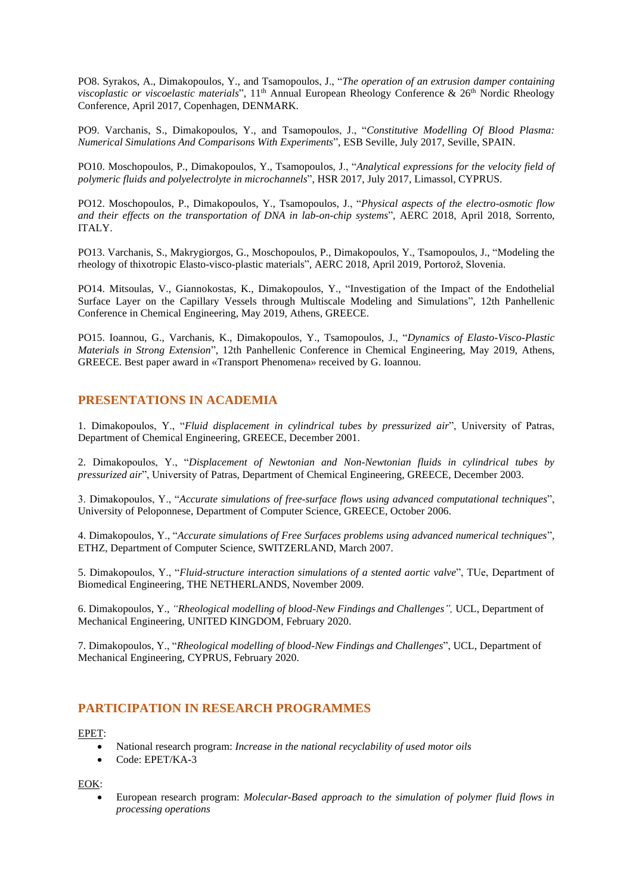PO8. Syrakos, A., Dimakopoulos, Y., and Tsamopoulos, J., "*The operation of an extrusion damper containing viscoplastic or viscoelastic materials*", 11th Annual European Rheology Conference & 26th Nordic Rheology Conference, April 2017, Copenhagen, DENMARK.

PO9. Varchanis, S., Dimakopoulos, Y., and Tsamopoulos, J., "*Constitutive Modelling Of Blood Plasma: Numerical Simulations And Comparisons With Experiments*", ESB Seville, July 2017, Seville, SPAIN.

PO10. Moschopoulos, P., Dimakopoulos, Y., Tsamopoulos, J., "*Analytical expressions for the velocity field of polymeric fluids and polyelectrolyte in microchannels*", HSR 2017, July 2017, Limassol, CYPRUS.

PO12. Moschopoulos, P., Dimakopoulos, Y., Tsamopoulos, J., "*Physical aspects of the electro-osmotic flow and their effects on the transportation of DNA in lab-on-chip systems*", AERC 2018, April 2018, Sorrento, ITALY.

PO13. Varchanis, S., Makrygiorgos, G., Moschopoulos, P., Dimakopoulos, Y., Tsamopoulos, J., "Modeling the rheology of thixotropic Elasto-visco-plastic materials", AERC 2018, April 2019, Portorož, Slovenia.

PO14. Mitsoulas, V., Giannokostas, K., Dimakopoulos, Y., "Investigation of the Impact of the Endothelial Surface Layer on the Capillary Vessels through Multiscale Modeling and Simulations", 12th Panhellenic Conference in Chemical Engineering, May 2019, Athens, GREECE.

PO15. Ioannou, G., Varchanis, K., Dimakopoulos, Y., Tsamopoulos, J., "*Dynamics of Elasto-Visco-Plastic Materials in Strong Extension*", 12th Panhellenic Conference in Chemical Engineering, May 2019, Athens, GREECE. Best paper award in «Transport Phenomena» received by G. Ioannou.

## PRESENTATIONS IN ACADEMIA

1. Dimakopoulos, Y., "*Fluid displacement in cylindrical tubes by pressurized air*", University of Patras, Department of Chemical Engineering, GREECE, December 2001.

2. Dimakopoulos, Y., "*Displacement of Newtonian and Non-Newtonian fluids in cylindrical tubes by pressurized air*", University of Patras, Department of Chemical Engineering, GREECE, December 2003.

3. Dimakopoulos, Y., "*Accurate simulations of free-surface flows using advanced computational techniques*", University of Peloponnese, Department of Computer Science, GREECE, October 2006.

4. Dimakopoulos, Y., "*Accurate simulations of Free Surfaces problems using advanced numerical techniques*", ETHZ, Department of Computer Science, SWITZERLAND, March 2007.

5. Dimakopoulos, Y., "*Fluid-structure interaction simulations of a stented aortic valve*", TUe, Department of Biomedical Engineering, THE NETHERLANDS, November 2009.

6. Dimakopoulos, Y., *"Rheological modelling of blood-New Findings and Challenges",* UCL, Department of Mechanical Engineering, UNITED KINGDOM, February 2020.

7. Dimakopoulos, Y., "*Rheological modelling of blood-New Findings and Challenges*", UCL, Department of Mechanical Engineering, CYPRUS, February 2020.

## PARTICIPATION IN RESEARCH PROGRAMMES

EPET:

- National research program: *Increase in the national recyclability of used motor oils*
- Code: EPET/KA-3

EOK:

- European research program: *Molecular-Based approach to the simulation of polymer fluid flows in processing operations*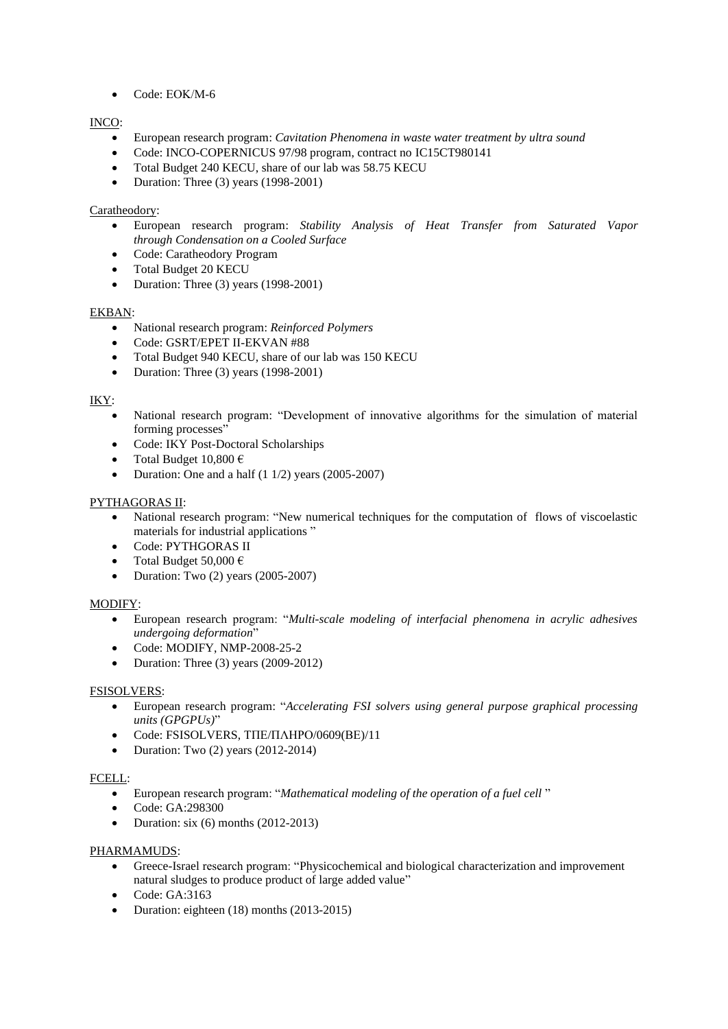- Code: EOK/M-6

INCO:

- European research program: *Cavitation Phenomena in waste water treatment by ultra sound*
- Code: INCO-COPERNICUS 97/98 program, contract no IC15CT980141
- Total Budget 240 KECU, share of our lab was 58.75 KECU
- Duration: Three (3) years (1998-2001)

Caratheodory:

- European research program: *Stability Analysis of Heat Transfer from Saturated Vapor through Condensation on a Cooled Surface*
- Code: Caratheodory Program
- Total Budget 20 KECU
- Duration: Three (3) years (1998-2001)

EKBAN:

- National research program: *Reinforced Polymers*
- Code: GSRT/EPET II-EKVAN #88
- Total Budget 940 KECU, share of our lab was 150 KECU
- Duration: Three (3) years (1998-2001)

IKY:

- National research program: "Development of innovative algorithms for the simulation of material forming processes"
- Code: IKY Post-Doctoral Scholarships
- Total Budget 10,800 €
- Duration: One and a half (1 1/2) years (2005-2007)

PYTHAGORAS II:

- National research program: "New numerical techniques for the computation of flows of viscoelastic materials for industrial applications "
- Code: PYTHGORAS II
- Total Budget 50,000 €
- Duration: Two (2) years (2005-2007)

MODIFY:

- European research program: "*Multi-scale modeling of interfacial phenomena in acrylic adhesives undergoing deformation*"
- Code: MODIFY, NMP-2008-25-2
- Duration: Three (3) years (2009-2012)

FSISOLVERS:

- European research program: "*Accelerating FSI solvers using general purpose graphical processing units (GPGPUs)*"
- Code: FSISOLVERS, ΤΠΕ/ΠΛΗΡΟ/0609(ΒΕ)/11
- Duration: Two (2) years (2012-2014)

FCELL:

- European research program: "*Mathematical modeling of the operation of a fuel cell* "
- Code: GA:298300
- Duration: six (6) months (2012-2013)

PHARMAMUDS:

- Greece-Israel research program: "Physicochemical and biological characterization and improvement natural sludges to produce product of large added value"
- Code: GA:3163
- Duration: eighteen (18) months (2013-2015)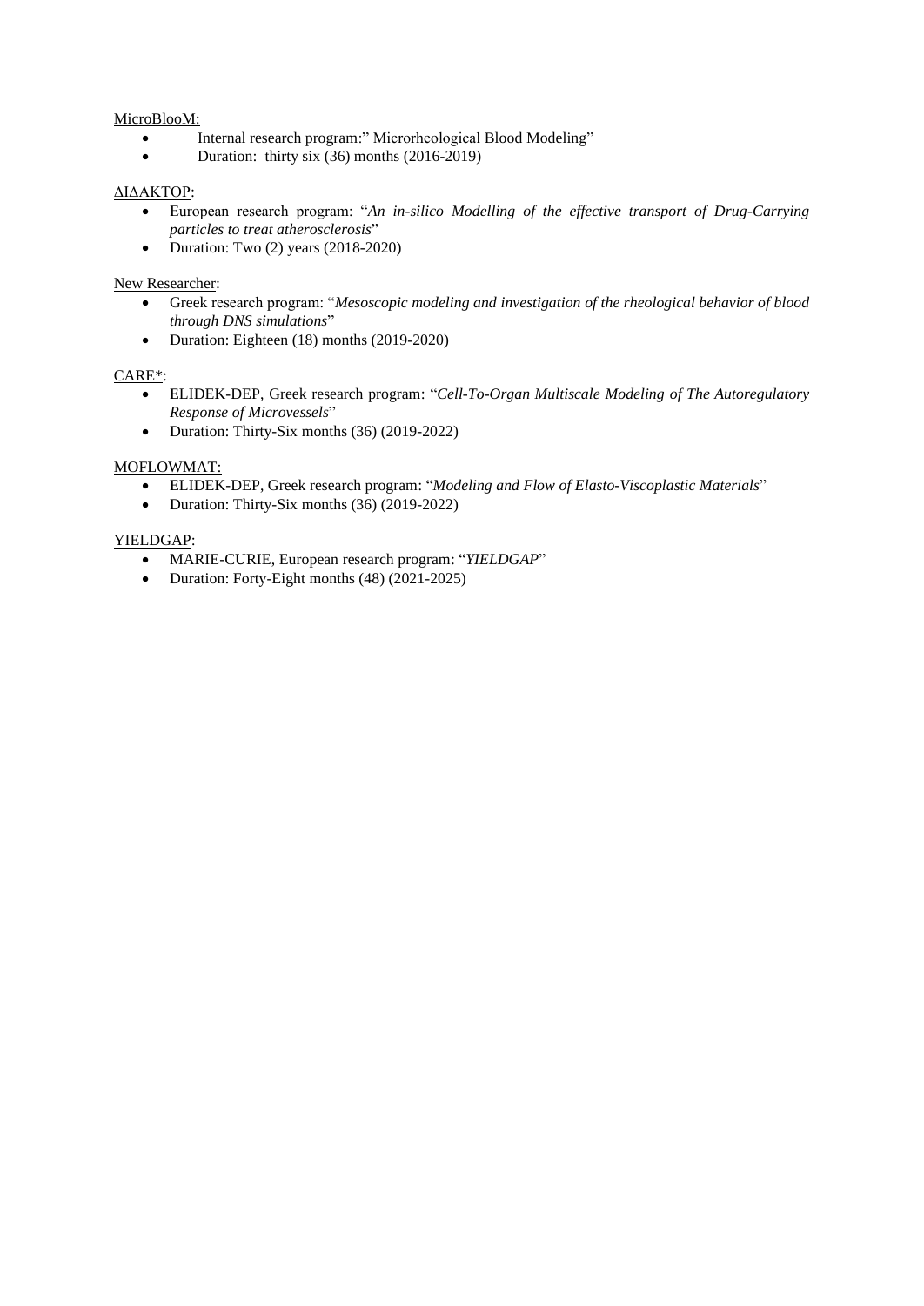MicroBlooM:

- Internal research program:" Microrheological Blood Modeling"
- Duration: thirty six (36) months (2016-2019)

ΔΙΔΑΚΤΟΡ:

- European research program: "*An in-silico Modelling of the effective transport of Drug-Carrying particles to treat atherosclerosis*"
- Duration: Two (2) years (2018-2020)

New Researcher:

- Greek research program: "*Mesoscopic modeling and investigation of the rheological behavior of blood through DNS simulations*"
- Duration: Eighteen (18) months (2019-2020)

CARE*:

- ELIDEK-DEP, Greek research program: "*Cell-To-Organ Multiscale Modeling of The Autoregulatory Response of Microvessels*"
- Duration: Thirty-Six months (36) (2019-2022)

MOFLOWMAT:

- ELIDEK-DEP, Greek research program: "*Modeling and Flow of Elasto-Viscoplastic Materials*"
- Duration: Thirty-Six months (36) (2019-2022)

YIELDGAP:

- MARIE-CURIE, European research program: "*YIELDGAP*"
- Duration: Forty-Eight months (48) (2021-2025)